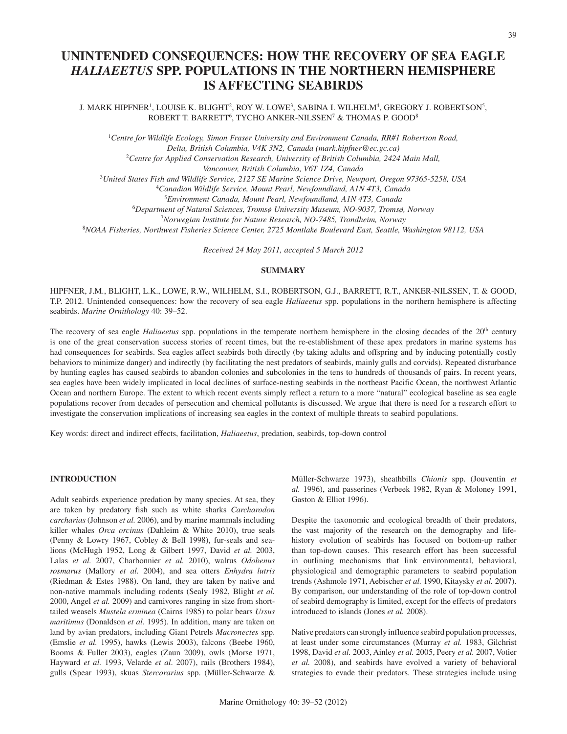# UNINTENDED CONSEQUENCES: HOW THE RECOVERY OF SEA EAGLE *HALIAEETUS* SPP. POPULATIONS IN THE NORTHERN HEMISPHERE IS AFFECTING SEABIRDS

J. MARK HIPFNER[1], LOUISE K. BLIGHT[2], ROY W. LOWE[3], SABINA I. WILHELM[4], GREGORY J. ROBERTSON[5], ROBERT T. BARRETT[6], TYCHO ANKER-NILSSEN[7] & THOMAS P. GOOD[8]

[1]*Centre for Wildlife Ecology, Simon Fraser University and Environment Canada, RR#1 Robertson Road, Delta, British Columbia, V4K 3N2, Canada (mark.hipfner@ec.gc.ca)*
[2]*Centre for Applied Conservation Research, University of British Columbia, 2424 Main Mall, Vancouver, British Columbia, V6T 1Z4, Canada*
[3]*United States Fish and Wildlife Service, 2127 SE Marine Science Drive, Newport, Oregon 97365-5258, USA*
[4]*Canadian Wildlife Service, Mount Pearl, Newfoundland, A1N 4T3, Canada*
[5]*Environment Canada, Mount Pearl, Newfoundland, A1N 4T3, Canada*
[6]*Department of Natural Sciences, Tromsø University Museum, NO-9037, Tromsø, Norway*
[7]*Norwegian Institute for Nature Research, NO-7485, Trondheim, Norway*
[8]*NOAA Fisheries, Northwest Fisheries Science Center, 2725 Montlake Boulevard East, Seattle, Washington 98112, USA*

*Received 24 May 2011, accepted 5 March 2012*

## SUMMARY

HIPFNER, J.M., BLIGHT, L.K., LOWE, R.W., WILHELM, S.I., ROBERTSON, G.J., BARRETT, R.T., ANKER-NILSSEN, T. & GOOD, T.P. 2012. Unintended consequences: how the recovery of sea eagle *Haliaeetus* spp. populations in the northern hemisphere is affecting seabirds. *Marine Ornithology* 40: 39–52.

The recovery of sea eagle *Haliaeetus* spp. populations in the temperate northern hemisphere in the closing decades of the 20th century is one of the great conservation success stories of recent times, but the re-establishment of these apex predators in marine systems has had consequences for seabirds. Sea eagles affect seabirds both directly (by taking adults and offspring and by inducing potentially costly behaviors to minimize danger) and indirectly (by facilitating the nest predators of seabirds, mainly gulls and corvids). Repeated disturbance by hunting eagles has caused seabirds to abandon colonies and subcolonies in the tens to hundreds of thousands of pairs. In recent years, sea eagles have been widely implicated in local declines of surface-nesting seabirds in the northeast Pacific Ocean, the northwest Atlantic Ocean and northern Europe. The extent to which recent events simply reflect a return to a more "natural" ecological baseline as sea eagle populations recover from decades of persecution and chemical pollutants is discussed. We argue that there is need for a research effort to investigate the conservation implications of increasing sea eagles in the context of multiple threats to seabird populations.

Key words: direct and indirect effects, facilitation, *Haliaeetus*, predation, seabirds, top-down control

## INTRODUCTION

Adult seabirds experience predation by many species. At sea, they are taken by predatory fish such as white sharks *Carcharodon carcharias* (Johnson *et al.* 2006), and by marine mammals including killer whales *Orca orcinus* (Dahleim & White 2010), true seals (Penny & Lowry 1967, Cobley & Bell 1998), fur-seals and sea-lions (McHugh 1952, Long & Gilbert 1997, David *et al.* 2003, Lalas *et al.* 2007, Charbonnier *et al.* 2010), walrus *Odobenus rosmarus* (Mallory *et al.* 2004), and sea otters *Enhydra lutris* (Riedman & Estes 1988). On land, they are taken by native and non-native mammals including rodents (Sealy 1982, Blight *et al.* 2000, Angel *et al.* 2009) and carnivores ranging in size from short-tailed weasels *Mustela erminea* (Cairns 1985) to polar bears *Ursus maritimus* (Donaldson *et al.* 1995). In addition, many are taken on land by avian predators, including Giant Petrels *Macronectes* spp. (Emslie *et al.* 1995), hawks (Lewis 2003), falcons (Beebe 1960, Booms & Fuller 2003), eagles (Zaun 2009), owls (Morse 1971, Hayward *et al.* 1993, Velarde *et al*. 2007), rails (Brothers 1984), gulls (Spear 1993), skuas *Stercorarius* spp. (Müller-Schwarze & Müller-Schwarze 1973), sheathbills *Chionis* spp. (Jouventin *et al.* 1996), and passerines (Verbeek 1982, Ryan & Moloney 1991, Gaston & Elliot 1996).

Despite the taxonomic and ecological breadth of their predators, the vast majority of the research on the demography and life-history evolution of seabirds has focused on bottom-up rather than top-down causes. This research effort has been successful in outlining mechanisms that link environmental, behavioral, physiological and demographic parameters to seabird population trends (Ashmole 1971, Aebischer *et al.* 1990, Kitaysky *et al.* 2007). By comparison, our understanding of the role of top-down control of seabird demography is limited, except for the effects of predators introduced to islands (Jones *et al.* 2008).

Native predators can strongly influence seabird population processes, at least under some circumstances (Murray *et al.* 1983, Gilchrist 1998, David *et al.* 2003, Ainley *et al.* 2005, Peery *et al.* 2007, Votier *et al.* 2008), and seabirds have evolved a variety of behavioral strategies to evade their predators. These strategies include using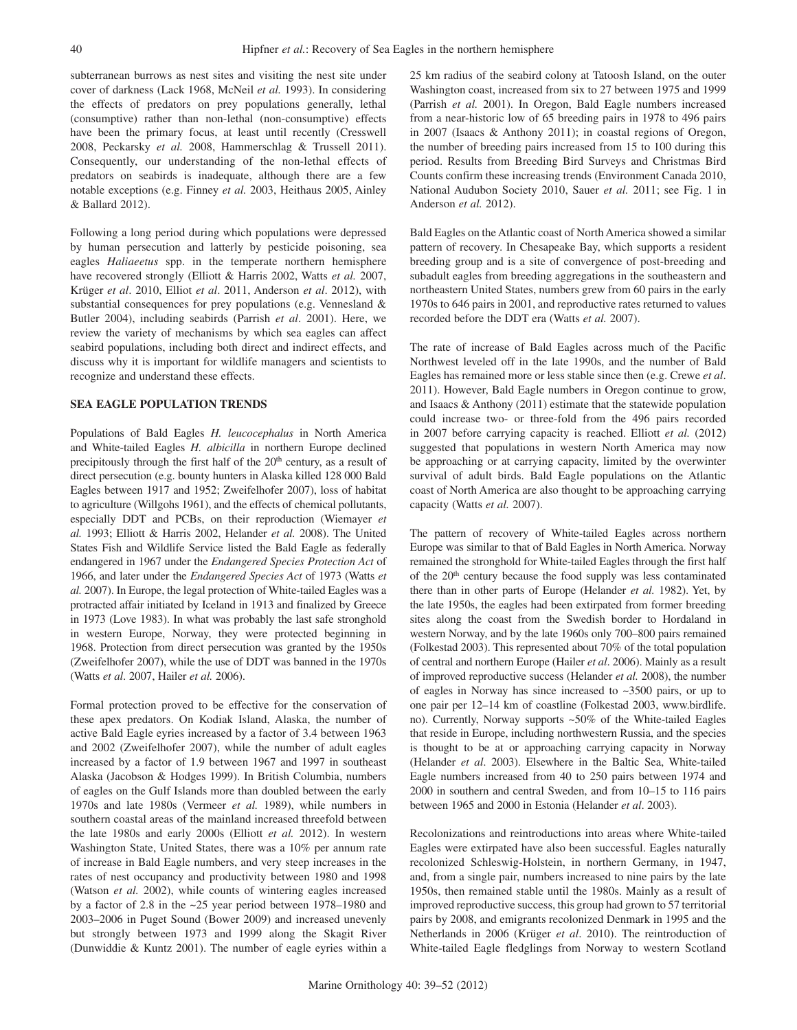subterranean burrows as nest sites and visiting the nest site under cover of darkness (Lack 1968, McNeil *et al.* 1993). In considering the effects of predators on prey populations generally, lethal (consumptive) rather than non-lethal (non-consumptive) effects have been the primary focus, at least until recently (Cresswell 2008, Peckarsky *et al.* 2008, Hammerschlag & Trussell 2011). Consequently, our understanding of the non-lethal effects of predators on seabirds is inadequate, although there are a few notable exceptions (e.g. Finney *et al.* 2003, Heithaus 2005, Ainley & Ballard 2012).

Following a long period during which populations were depressed by human persecution and latterly by pesticide poisoning, sea eagles *Haliaeetus* spp. in the temperate northern hemisphere have recovered strongly (Elliott & Harris 2002, Watts *et al.* 2007, Krüger *et al*. 2010, Elliot *et al*. 2011, Anderson *et al*. 2012), with substantial consequences for prey populations (e.g. Vennesland & Butler 2004), including seabirds (Parrish *et al*. 2001). Here, we review the variety of mechanisms by which sea eagles can affect seabird populations, including both direct and indirect effects, and discuss why it is important for wildlife managers and scientists to recognize and understand these effects.

## SEA EAGLE POPULATION TRENDS

Populations of Bald Eagles *H. leucocephalus* in North America and White-tailed Eagles *H. albicilla* in northern Europe declined precipitously through the first half of the 20th century, as a result of direct persecution (e.g. bounty hunters in Alaska killed 128 000 Bald Eagles between 1917 and 1952; Zweifelhofer 2007), loss of habitat to agriculture (Willgohs 1961), and the effects of chemical pollutants, especially DDT and PCBs, on their reproduction (Wiemayer *et al.* 1993; Elliott & Harris 2002, Helander *et al.* 2008). The United States Fish and Wildlife Service listed the Bald Eagle as federally endangered in 1967 under the *Endangered Species Protection Act* of 1966, and later under the *Endangered Species Act* of 1973 (Watts *et al.* 2007). In Europe, the legal protection of White-tailed Eagles was a protracted affair initiated by Iceland in 1913 and finalized by Greece in 1973 (Love 1983). In what was probably the last safe stronghold in western Europe, Norway, they were protected beginning in 1968. Protection from direct persecution was granted by the 1950s (Zweifelhofer 2007), while the use of DDT was banned in the 1970s (Watts *et al*. 2007, Hailer *et al.* 2006).

Formal protection proved to be effective for the conservation of these apex predators. On Kodiak Island, Alaska, the number of active Bald Eagle eyries increased by a factor of 3.4 between 1963 and 2002 (Zweifelhofer 2007), while the number of adult eagles increased by a factor of 1.9 between 1967 and 1997 in southeast Alaska (Jacobson & Hodges 1999). In British Columbia, numbers of eagles on the Gulf Islands more than doubled between the early 1970s and late 1980s (Vermeer *et al.* 1989), while numbers in southern coastal areas of the mainland increased threefold between the late 1980s and early 2000s (Elliott *et al.* 2012). In western Washington State, United States, there was a 10% per annum rate of increase in Bald Eagle numbers, and very steep increases in the rates of nest occupancy and productivity between 1980 and 1998 (Watson *et al.* 2002), while counts of wintering eagles increased by a factor of 2.8 in the ~25 year period between 1978–1980 and 2003–2006 in Puget Sound (Bower 2009) and increased unevenly but strongly between 1973 and 1999 along the Skagit River (Dunwiddie & Kuntz 2001). The number of eagle eyries within a 25 km radius of the seabird colony at Tatoosh Island, on the outer Washington coast, increased from six to 27 between 1975 and 1999 (Parrish *et al.* 2001). In Oregon, Bald Eagle numbers increased from a near-historic low of 65 breeding pairs in 1978 to 496 pairs in 2007 (Isaacs & Anthony 2011); in coastal regions of Oregon, the number of breeding pairs increased from 15 to 100 during this period. Results from Breeding Bird Surveys and Christmas Bird Counts confirm these increasing trends (Environment Canada 2010, National Audubon Society 2010, Sauer *et al.* 2011; see Fig. 1 in Anderson *et al.* 2012).

Bald Eagles on the Atlantic coast of North America showed a similar pattern of recovery. In Chesapeake Bay, which supports a resident breeding group and is a site of convergence of post-breeding and subadult eagles from breeding aggregations in the southeastern and northeastern United States, numbers grew from 60 pairs in the early 1970s to 646 pairs in 2001, and reproductive rates returned to values recorded before the DDT era (Watts *et al.* 2007).

The rate of increase of Bald Eagles across much of the Pacific Northwest leveled off in the late 1990s, and the number of Bald Eagles has remained more or less stable since then (e.g. Crewe *et al*. 2011). However, Bald Eagle numbers in Oregon continue to grow, and Isaacs & Anthony (2011) estimate that the statewide population could increase two- or three-fold from the 496 pairs recorded in 2007 before carrying capacity is reached. Elliott *et al.* (2012) suggested that populations in western North America may now be approaching or at carrying capacity, limited by the overwinter survival of adult birds. Bald Eagle populations on the Atlantic coast of North America are also thought to be approaching carrying capacity (Watts *et al.* 2007).

The pattern of recovery of White-tailed Eagles across northern Europe was similar to that of Bald Eagles in North America. Norway remained the stronghold for White-tailed Eagles through the first half of the 20th century because the food supply was less contaminated there than in other parts of Europe (Helander *et al.* 1982). Yet, by the late 1950s, the eagles had been extirpated from former breeding sites along the coast from the Swedish border to Hordaland in western Norway, and by the late 1960s only 700–800 pairs remained (Folkestad 2003). This represented about 70% of the total population of central and northern Europe (Hailer *et al*. 2006). Mainly as a result of improved reproductive success (Helander *et al.* 2008), the number of eagles in Norway has since increased to ~3500 pairs, or up to one pair per 12–14 km of coastline (Folkestad 2003, www.birdlife.no). Currently, Norway supports ~50% of the White-tailed Eagles that reside in Europe, including northwestern Russia, and the species is thought to be at or approaching carrying capacity in Norway (Helander *et al*. 2003). Elsewhere in the Baltic Sea, White-tailed Eagle numbers increased from 40 to 250 pairs between 1974 and 2000 in southern and central Sweden, and from 10–15 to 116 pairs between 1965 and 2000 in Estonia (Helander *et al*. 2003).

Recolonizations and reintroductions into areas where White-tailed Eagles were extirpated have also been successful. Eagles naturally recolonized Schleswig-Holstein, in northern Germany, in 1947, and, from a single pair, numbers increased to nine pairs by the late 1950s, then remained stable until the 1980s. Mainly as a result of improved reproductive success, this group had grown to 57 territorial pairs by 2008, and emigrants recolonized Denmark in 1995 and the Netherlands in 2006 (Krüger *et al*. 2010). The reintroduction of White-tailed Eagle fledglings from Norway to western Scotland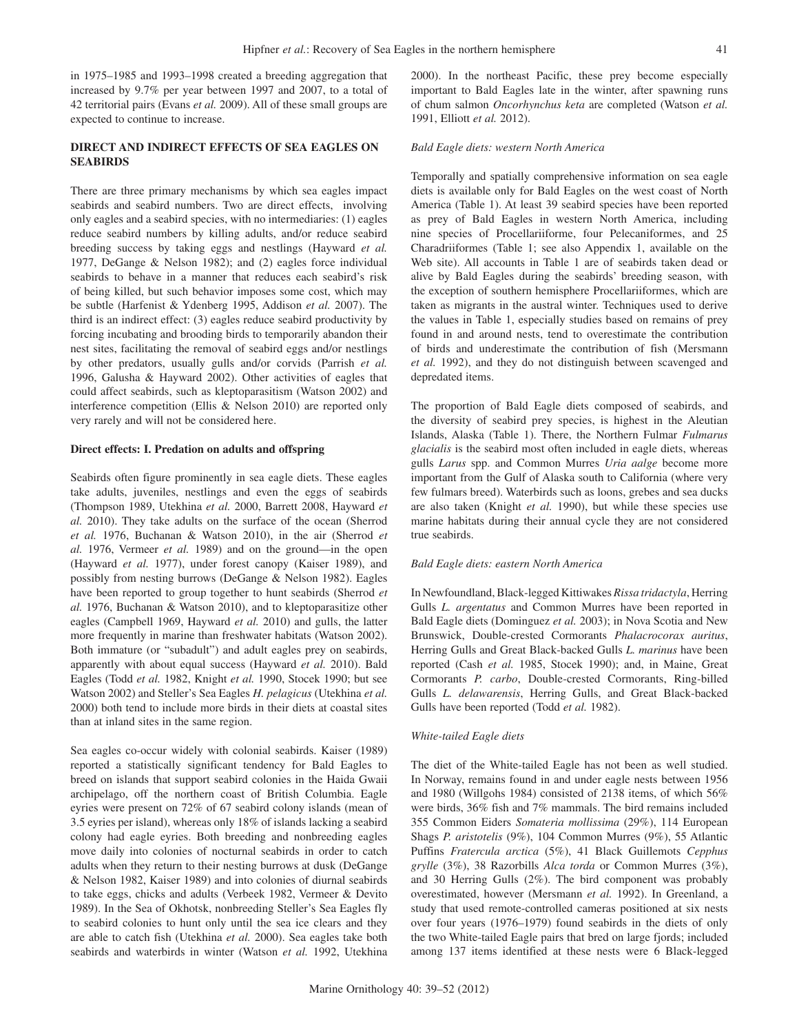in 1975–1985 and 1993–1998 created a breeding aggregation that increased by 9.7% per year between 1997 and 2007, to a total of 42 territorial pairs (Evans *et al.* 2009). All of these small groups are expected to continue to increase.

## DIRECT AND INDIRECT EFFECTS OF SEA EAGLES ON SEABIRDS

There are three primary mechanisms by which sea eagles impact seabirds and seabird numbers. Two are direct effects, involving only eagles and a seabird species, with no intermediaries: (1) eagles reduce seabird numbers by killing adults, and/or reduce seabird breeding success by taking eggs and nestlings (Hayward *et al.* 1977, DeGange & Nelson 1982); and (2) eagles force individual seabirds to behave in a manner that reduces each seabird's risk of being killed, but such behavior imposes some cost, which may be subtle (Harfenist & Ydenberg 1995, Addison *et al.* 2007). The third is an indirect effect: (3) eagles reduce seabird productivity by forcing incubating and brooding birds to temporarily abandon their nest sites, facilitating the removal of seabird eggs and/or nestlings by other predators, usually gulls and/or corvids (Parrish *et al.* 1996, Galusha & Hayward 2002). Other activities of eagles that could affect seabirds, such as kleptoparasitism (Watson 2002) and interference competition (Ellis & Nelson 2010) are reported only very rarely and will not be considered here.

### Direct effects: I. Predation on adults and offspring

Seabirds often figure prominently in sea eagle diets. These eagles take adults, juveniles, nestlings and even the eggs of seabirds (Thompson 1989, Utekhina *et al.* 2000, Barrett 2008, Hayward *et al.* 2010). They take adults on the surface of the ocean (Sherrod *et al.* 1976, Buchanan & Watson 2010), in the air (Sherrod *et al.* 1976, Vermeer *et al.* 1989) and on the ground—in the open (Hayward *et al.* 1977), under forest canopy (Kaiser 1989), and possibly from nesting burrows (DeGange & Nelson 1982). Eagles have been reported to group together to hunt seabirds (Sherrod *et al.* 1976, Buchanan & Watson 2010), and to kleptoparasitize other eagles (Campbell 1969, Hayward *et al.* 2010) and gulls, the latter more frequently in marine than freshwater habitats (Watson 2002). Both immature (or "subadult") and adult eagles prey on seabirds, apparently with about equal success (Hayward *et al.* 2010). Bald Eagles (Todd *et al.* 1982, Knight *et al.* 1990, Stocek 1990; but see Watson 2002) and Steller's Sea Eagles *H. pelagicus* (Utekhina *et al.* 2000) both tend to include more birds in their diets at coastal sites than at inland sites in the same region.

Sea eagles co-occur widely with colonial seabirds. Kaiser (1989) reported a statistically significant tendency for Bald Eagles to breed on islands that support seabird colonies in the Haida Gwaii archipelago, off the northern coast of British Columbia. Eagle eyries were present on 72% of 67 seabird colony islands (mean of 3.5 eyries per island), whereas only 18% of islands lacking a seabird colony had eagle eyries. Both breeding and nonbreeding eagles move daily into colonies of nocturnal seabirds in order to catch adults when they return to their nesting burrows at dusk (DeGange & Nelson 1982, Kaiser 1989) and into colonies of diurnal seabirds to take eggs, chicks and adults (Verbeek 1982, Vermeer & Devito 1989). In the Sea of Okhotsk, nonbreeding Steller's Sea Eagles fly to seabird colonies to hunt only until the sea ice clears and they are able to catch fish (Utekhina *et al.* 2000). Sea eagles take both seabirds and waterbirds in winter (Watson *et al.* 1992, Utekhina 2000). In the northeast Pacific, these prey become especially important to Bald Eagles late in the winter, after spawning runs of chum salmon *Oncorhynchus keta* are completed (Watson *et al.* 1991, Elliott *et al.* 2012).

#### *Bald Eagle diets: western North America*

Temporally and spatially comprehensive information on sea eagle diets is available only for Bald Eagles on the west coast of North America (Table 1). At least 39 seabird species have been reported as prey of Bald Eagles in western North America, including nine species of Procellariiforme, four Pelecaniformes, and 25 Charadriiformes (Table 1; see also Appendix 1, available on the Web site). All accounts in Table 1 are of seabirds taken dead or alive by Bald Eagles during the seabirds' breeding season, with the exception of southern hemisphere Procellariiformes, which are taken as migrants in the austral winter. Techniques used to derive the values in Table 1, especially studies based on remains of prey found in and around nests, tend to overestimate the contribution of birds and underestimate the contribution of fish (Mersmann *et al.* 1992), and they do not distinguish between scavenged and depredated items.

The proportion of Bald Eagle diets composed of seabirds, and the diversity of seabird prey species, is highest in the Aleutian Islands, Alaska (Table 1). There, the Northern Fulmar *Fulmarus glacialis* is the seabird most often included in eagle diets, whereas gulls *Larus* spp. and Common Murres *Uria aalge* become more important from the Gulf of Alaska south to California (where very few fulmars breed). Waterbirds such as loons, grebes and sea ducks are also taken (Knight *et al.* 1990), but while these species use marine habitats during their annual cycle they are not considered true seabirds.

#### *Bald Eagle diets: eastern North America*

In Newfoundland, Black-legged Kittiwakes *Rissa tridactyla*, Herring Gulls *L. argentatus* and Common Murres have been reported in Bald Eagle diets (Dominguez *et al.* 2003); in Nova Scotia and New Brunswick, Double-crested Cormorants *Phalacrocorax auritus*, Herring Gulls and Great Black-backed Gulls *L. marinus* have been reported (Cash *et al.* 1985, Stocek 1990); and, in Maine, Great Cormorants *P. carbo*, Double-crested Cormorants, Ring-billed Gulls *L. delawarensis*, Herring Gulls, and Great Black-backed Gulls have been reported (Todd *et al.* 1982).

#### *White-tailed Eagle diets*

The diet of the White-tailed Eagle has not been as well studied. In Norway, remains found in and under eagle nests between 1956 and 1980 (Willgohs 1984) consisted of 2138 items, of which 56% were birds, 36% fish and 7% mammals. The bird remains included 355 Common Eiders *Somateria mollissima* (29%), 114 European Shags *P. aristotelis* (9%), 104 Common Murres (9%), 55 Atlantic Puffins *Fratercula arctica* (5%), 41 Black Guillemots *Cepphus grylle* (3%), 38 Razorbills *Alca torda* or Common Murres (3%), and 30 Herring Gulls (2%). The bird component was probably overestimated, however (Mersmann *et al.* 1992). In Greenland, a study that used remote-controlled cameras positioned at six nests over four years (1976–1979) found seabirds in the diets of only the two White-tailed Eagle pairs that bred on large fjords; included among 137 items identified at these nests were 6 Black-legged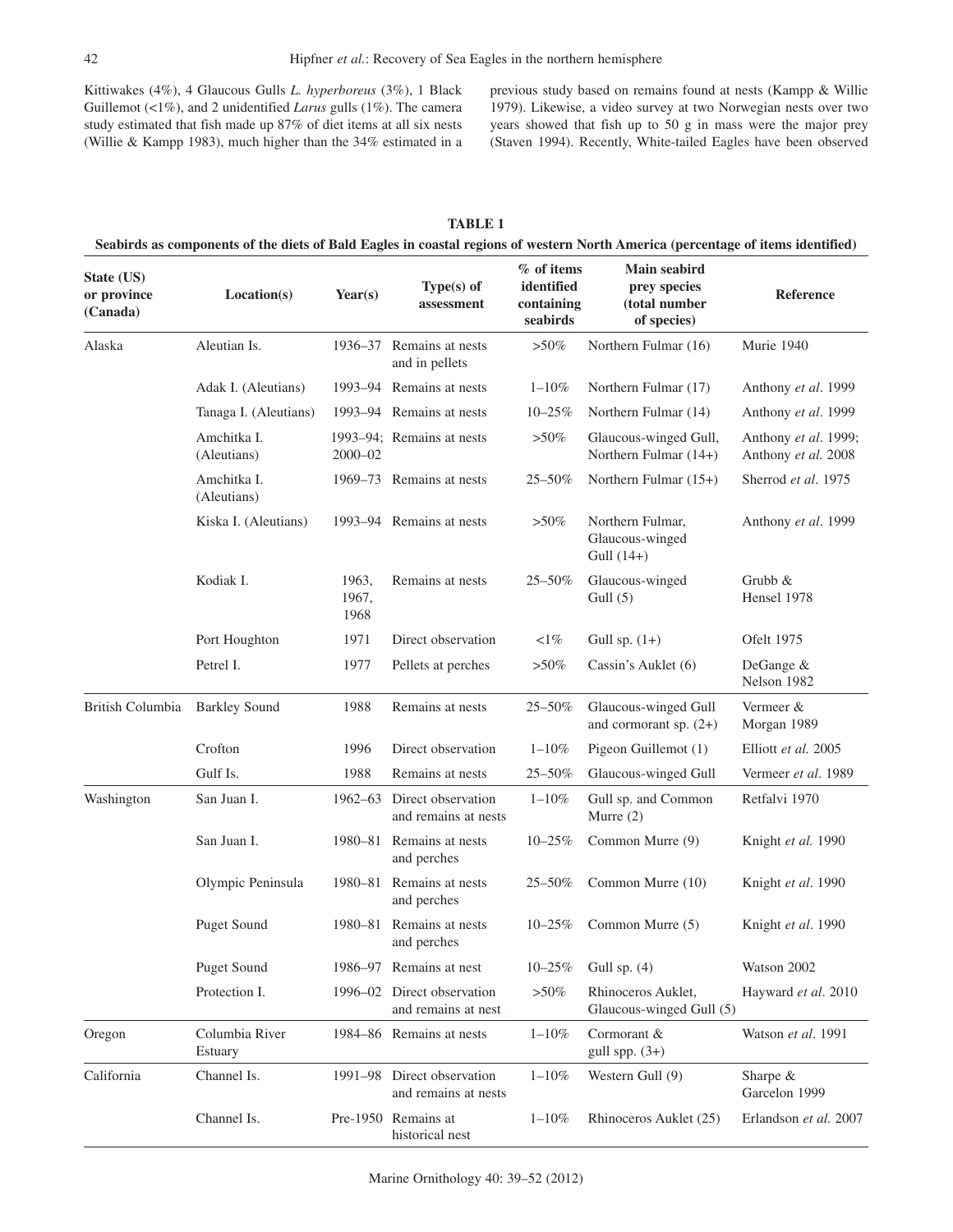Kittiwakes (4%), 4 Glaucous Gulls *L. hyperboreus* (3%), 1 Black Guillemot (<1%), and 2 unidentified *Larus* gulls (1%). The camera study estimated that fish made up 87% of diet items at all six nests (Willie & Kampp 1983), much higher than the 34% estimated in a previous study based on remains found at nests (Kampp & Willie 1979). Likewise, a video survey at two Norwegian nests over two years showed that fish up to 50 g in mass were the major prey (Staven 1994). Recently, White-tailed Eagles have been observed

**TABLE 1**
**Seabirds as components of the diets of Bald Eagles in coastal regions of western North America (percentage of items identified)**

| State (US) or province (Canada) | Location(s) | Year(s) | Type(s) of assessment | % of items identified containing seabirds | Main seabird prey species (total number of species) | Reference |
|---|---|---|---|---|---|---|
| Alaska | Aleutian Is. | 1936–37 | Remains at nests and in pellets | >50% | Northern Fulmar (16) | Murie 1940 |
| | Adak I. (Aleutians) | 1993–94 | Remains at nests | 1–10% | Northern Fulmar (17) | Anthony *et al*. 1999 |
| | Tanaga I. (Aleutians) | 1993–94 | Remains at nests | 10–25% | Northern Fulmar (14) | Anthony *et al*. 1999 |
| | Amchitka I. (Aleutians) | 1993–94; 2000–02 | Remains at nests | >50% | Glaucous-winged Gull, Northern Fulmar (14+) | Anthony *et al*. 1999; Anthony *et al.* 2008 |
| | Amchitka I. (Aleutians) | 1969–73 | Remains at nests | 25–50% | Northern Fulmar (15+) | Sherrod *et al*. 1975 |
| | Kiska I. (Aleutians) | 1993–94 | Remains at nests | >50% | Northern Fulmar, Glaucous-winged Gull (14+) | Anthony *et al*. 1999 |
| | Kodiak I. | 1963, 1967, 1968 | Remains at nests | 25–50% | Glaucous-winged Gull (5) | Grubb & Hensel 1978 |
| | Port Houghton | 1971 | Direct observation | <1% | Gull sp. (1+) | Ofelt 1975 |
| | Petrel I. | 1977 | Pellets at perches | >50% | Cassin's Auklet (6) | DeGange & Nelson 1982 |
| British Columbia | Barkley Sound | 1988 | Remains at nests | 25–50% | Glaucous-winged Gull and cormorant sp. (2+) | Vermeer & Morgan 1989 |
| | Crofton | 1996 | Direct observation | 1–10% | Pigeon Guillemot (1) | Elliott *et al.* 2005 |
| | Gulf Is. | 1988 | Remains at nests | 25–50% | Glaucous-winged Gull | Vermeer *et al*. 1989 |
| Washington | San Juan I. | 1962–63 | Direct observation and remains at nests | 1–10% | Gull sp. and Common Murre (2) | Retfalvi 1970 |
| | San Juan I. | 1980–81 | Remains at nests and perches | 10–25% | Common Murre (9) | Knight *et al.* 1990 |
| | Olympic Peninsula | 1980–81 | Remains at nests and perches | 25–50% | Common Murre (10) | Knight *et al*. 1990 |
| | Puget Sound | 1980–81 | Remains at nests and perches | 10–25% | Common Murre (5) | Knight *et al*. 1990 |
| | Puget Sound | 1986–97 | Remains at nest | 10–25% | Gull sp. (4) | Watson 2002 |
| | Protection I. | 1996–02 | Direct observation and remains at nest | >50% | Rhinoceros Auklet, Glaucous-winged Gull (5) | Hayward *et al*. 2010 |
| Oregon | Columbia River Estuary | 1984–86 | Remains at nests | 1–10% | Cormorant & gull spp. (3+) | Watson *et al*. 1991 |
| California | Channel Is. | 1991–98 | Direct observation and remains at nests | 1–10% | Western Gull (9) | Sharpe & Garcelon 1999 |
| | Channel Is. | Pre-1950 | Remains at historical nest | 1–10% | Rhinoceros Auklet (25) | Erlandson *et al.* 2007 |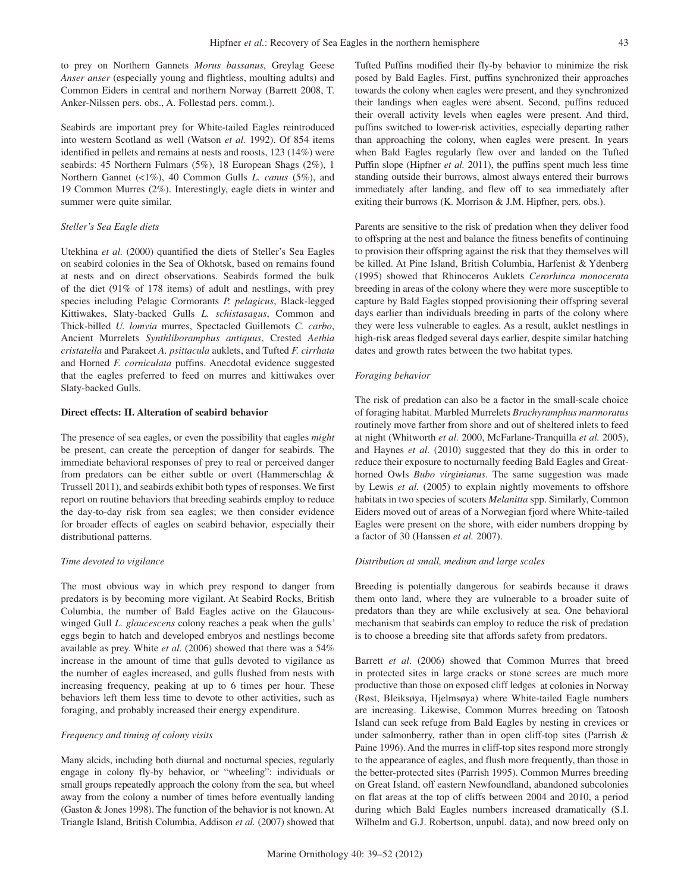to prey on Northern Gannets *Morus bassanus*, Greylag Geese *Anser anser* (especially young and flightless, moulting adults) and Common Eiders in central and northern Norway (Barrett 2008, T. Anker-Nilssen pers. obs., A. Follestad pers. comm.).

Seabirds are important prey for White-tailed Eagles reintroduced into western Scotland as well (Watson *et al.* 1992). Of 854 items identified in pellets and remains at nests and roosts, 123 (14%) were seabirds: 45 Northern Fulmars (5%), 18 European Shags (2%), 1 Northern Gannet (<1%), 40 Common Gulls *L. canus* (5%), and 19 Common Murres (2%). Interestingly, eagle diets in winter and summer were quite similar.

### *Steller's Sea Eagle diets*

Utekhina *et al.* (2000) quantified the diets of Steller's Sea Eagles on seabird colonies in the Sea of Okhotsk, based on remains found at nests and on direct observations. Seabirds formed the bulk of the diet (91% of 178 items) of adult and nestlings, with prey species including Pelagic Cormorants *P. pelagicus*, Black-legged Kittiwakes, Slaty-backed Gulls *L. schistasagus*, Common and Thick-billed *U. lomvia* murres, Spectacled Guillemots *C. carbo*, Ancient Murrelets *Synthliboramphus antiquus*, Crested *Aethia cristatella* and Parakeet *A. psittacula* auklets, and Tufted *F. cirrhata* and Horned *F. corniculata* puffins. Anecdotal evidence suggested that the eagles preferred to feed on murres and kittiwakes over Slaty-backed Gulls.

## **Direct effects: II. Alteration of seabird behavior**

The presence of sea eagles, or even the possibility that eagles *might* be present, can create the perception of danger for seabirds. The immediate behavioral responses of prey to real or perceived danger from predators can be either subtle or overt (Hammerschlag & Trussell 2011), and seabirds exhibit both types of responses. We first report on routine behaviors that breeding seabirds employ to reduce the day-to-day risk from sea eagles; we then consider evidence for broader effects of eagles on seabird behavior, especially their distributional patterns.

### *Time devoted to vigilance*

The most obvious way in which prey respond to danger from predators is by becoming more vigilant. At Seabird Rocks, British Columbia, the number of Bald Eagles active on the Glaucous-winged Gull *L. glaucescens* colony reaches a peak when the gulls' eggs begin to hatch and developed embryos and nestlings become available as prey. White *et al.* (2006) showed that there was a 54% increase in the amount of time that gulls devoted to vigilance as the number of eagles increased, and gulls flushed from nests with increasing frequency, peaking at up to 6 times per hour. These behaviors left them less time to devote to other activities, such as foraging, and probably increased their energy expenditure.

### *Frequency and timing of colony visits*

Many alcids, including both diurnal and nocturnal species, regularly engage in colony fly-by behavior, or "wheeling": individuals or small groups repeatedly approach the colony from the sea, but wheel away from the colony a number of times before eventually landing (Gaston & Jones 1998). The function of the behavior is not known. At Triangle Island, British Columbia, Addison *et al.* (2007) showed that Tufted Puffins modified their fly-by behavior to minimize the risk posed by Bald Eagles. First, puffins synchronized their approaches towards the colony when eagles were present, and they synchronized their landings when eagles were absent. Second, puffins reduced their overall activity levels when eagles were present. And third, puffins switched to lower-risk activities, especially departing rather than approaching the colony, when eagles were present. In years when Bald Eagles regularly flew over and landed on the Tufted Puffin slope (Hipfner *et al.* 2011), the puffins spent much less time standing outside their burrows, almost always entered their burrows immediately after landing, and flew off to sea immediately after exiting their burrows (K. Morrison & J.M. Hipfner, pers. obs.).

Parents are sensitive to the risk of predation when they deliver food to offspring at the nest and balance the fitness benefits of continuing to provision their offspring against the risk that they themselves will be killed. At Pine Island, British Columbia, Harfenist & Ydenberg (1995) showed that Rhinoceros Auklets *Cerorhinca monocerata* breeding in areas of the colony where they were more susceptible to capture by Bald Eagles stopped provisioning their offspring several days earlier than individuals breeding in parts of the colony where they were less vulnerable to eagles. As a result, auklet nestlings in high-risk areas fledged several days earlier, despite similar hatching dates and growth rates between the two habitat types.

### *Foraging behavior*

The risk of predation can also be a factor in the small-scale choice of foraging habitat. Marbled Murrelets *Brachyramphus marmoratus* routinely move farther from shore and out of sheltered inlets to feed at night (Whitworth *et al.* 2000, McFarlane-Tranquilla *et al.* 2005), and Haynes *et al.* (2010) suggested that they do this in order to reduce their exposure to nocturnally feeding Bald Eagles and Great-horned Owls *Bubo virginianus*. The same suggestion was made by Lewis *et al.* (2005) to explain nightly movements to offshore habitats in two species of scoters *Melanitta* spp. Similarly, Common Eiders moved out of areas of a Norwegian fjord where White-tailed Eagles were present on the shore, with eider numbers dropping by a factor of 30 (Hanssen *et al.* 2007).

### *Distribution at small, medium and large scales*

Breeding is potentially dangerous for seabirds because it draws them onto land, where they are vulnerable to a broader suite of predators than they are while exclusively at sea. One behavioral mechanism that seabirds can employ to reduce the risk of predation is to choose a breeding site that affords safety from predators.

Barrett *et al*. (2006) showed that Common Murres that breed in protected sites in large cracks or stone screes are much more productive than those on exposed cliff ledges at colonies in Norway (Røst, Bleiksøya, Hjelmsøya) where White-tailed Eagle numbers are increasing. Likewise, Common Murres breeding on Tatoosh Island can seek refuge from Bald Eagles by nesting in crevices or under salmonberry, rather than in open cliff-top sites (Parrish & Paine 1996). And the murres in cliff-top sites respond more strongly to the appearance of eagles, and flush more frequently, than those in the better-protected sites (Parrish 1995). Common Murres breeding on Great Island, off eastern Newfoundland, abandoned subcolonies on flat areas at the top of cliffs between 2004 and 2010, a period during which Bald Eagles numbers increased dramatically (S.I. Wilhelm and G.J. Robertson, unpubl. data), and now breed only on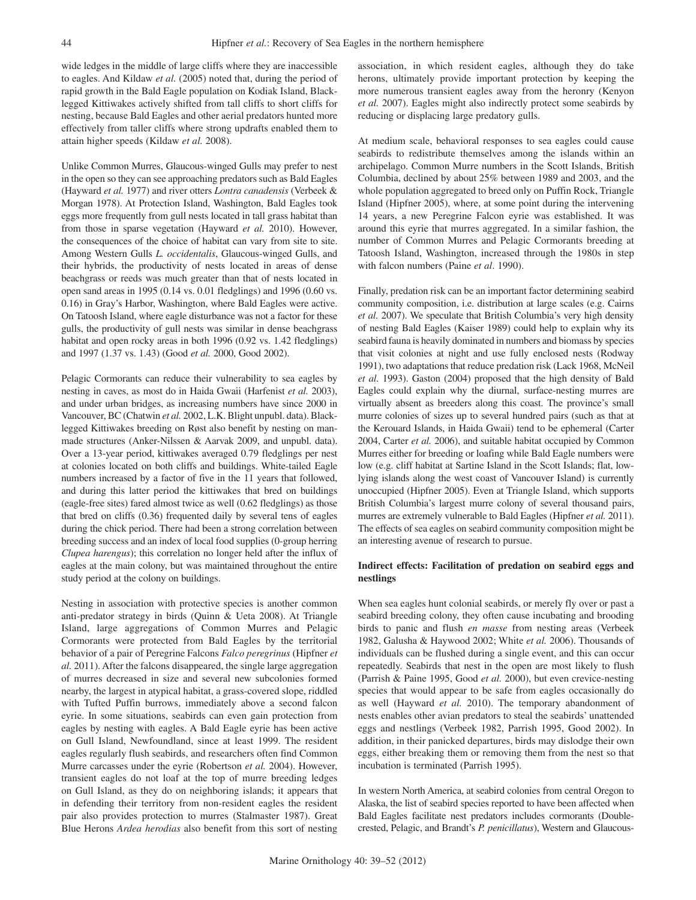wide ledges in the middle of large cliffs where they are inaccessible to eagles. And Kildaw *et al.* (2005) noted that, during the period of rapid growth in the Bald Eagle population on Kodiak Island, Black-legged Kittiwakes actively shifted from tall cliffs to short cliffs for nesting, because Bald Eagles and other aerial predators hunted more effectively from taller cliffs where strong updrafts enabled them to attain higher speeds (Kildaw *et al.* 2008).

Unlike Common Murres, Glaucous-winged Gulls may prefer to nest in the open so they can see approaching predators such as Bald Eagles (Hayward *et al.* 1977) and river otters *Lontra canadensis* (Verbeek & Morgan 1978). At Protection Island, Washington, Bald Eagles took eggs more frequently from gull nests located in tall grass habitat than from those in sparse vegetation (Hayward *et al.* 2010). However, the consequences of the choice of habitat can vary from site to site. Among Western Gulls *L. occidentalis*, Glaucous-winged Gulls, and their hybrids, the productivity of nests located in areas of dense beachgrass or reeds was much greater than that of nests located in open sand areas in 1995 (0.14 vs. 0.01 fledglings) and 1996 (0.60 vs. 0.16) in Gray's Harbor, Washington, where Bald Eagles were active. On Tatoosh Island, where eagle disturbance was not a factor for these gulls, the productivity of gull nests was similar in dense beachgrass habitat and open rocky areas in both 1996 (0.92 vs. 1.42 fledglings) and 1997 (1.37 vs. 1.43) (Good *et al.* 2000, Good 2002).

Pelagic Cormorants can reduce their vulnerability to sea eagles by nesting in caves, as most do in Haida Gwaii (Harfenist *et al.* 2003), and under urban bridges, as increasing numbers have since 2000 in Vancouver, BC (Chatwin *et al.* 2002, L.K. Blight unpubl. data). Black-legged Kittiwakes breeding on Røst also benefit by nesting on man-made structures (Anker-Nilssen & Aarvak 2009, and unpubl. data). Over a 13-year period, kittiwakes averaged 0.79 fledglings per nest at colonies located on both cliffs and buildings. White-tailed Eagle numbers increased by a factor of five in the 11 years that followed, and during this latter period the kittiwakes that bred on buildings (eagle-free sites) fared almost twice as well (0.62 fledglings) as those that bred on cliffs (0.36) frequented daily by several tens of eagles during the chick period. There had been a strong correlation between breeding success and an index of local food supplies (0-group herring *Clupea harengus*); this correlation no longer held after the influx of eagles at the main colony, but was maintained throughout the entire study period at the colony on buildings.

Nesting in association with protective species is another common anti-predator strategy in birds (Quinn & Ueta 2008). At Triangle Island, large aggregations of Common Murres and Pelagic Cormorants were protected from Bald Eagles by the territorial behavior of a pair of Peregrine Falcons *Falco peregrinus* (Hipfner *et al.* 2011). After the falcons disappeared, the single large aggregation of murres decreased in size and several new subcolonies formed nearby, the largest in atypical habitat, a grass-covered slope, riddled with Tufted Puffin burrows, immediately above a second falcon eyrie. In some situations, seabirds can even gain protection from eagles by nesting with eagles. A Bald Eagle eyrie has been active on Gull Island, Newfoundland, since at least 1999. The resident eagles regularly flush seabirds, and researchers often find Common Murre carcasses under the eyrie (Robertson *et al.* 2004). However, transient eagles do not loaf at the top of murre breeding ledges on Gull Island, as they do on neighboring islands; it appears that in defending their territory from non-resident eagles the resident pair also provides protection to murres (Stalmaster 1987). Great Blue Herons *Ardea herodias* also benefit from this sort of nesting association, in which resident eagles, although they do take herons, ultimately provide important protection by keeping the more numerous transient eagles away from the heronry (Kenyon *et al.* 2007). Eagles might also indirectly protect some seabirds by reducing or displacing large predatory gulls.

At medium scale, behavioral responses to sea eagles could cause seabirds to redistribute themselves among the islands within an archipelago. Common Murre numbers in the Scott Islands, British Columbia, declined by about 25% between 1989 and 2003, and the whole population aggregated to breed only on Puffin Rock, Triangle Island (Hipfner 2005), where, at some point during the intervening 14 years, a new Peregrine Falcon eyrie was established. It was around this eyrie that murres aggregated. In a similar fashion, the number of Common Murres and Pelagic Cormorants breeding at Tatoosh Island, Washington, increased through the 1980s in step with falcon numbers (Paine *et al*. 1990).

Finally, predation risk can be an important factor determining seabird community composition, i.e. distribution at large scales (e.g. Cairns *et al.* 2007). We speculate that British Columbia's very high density of nesting Bald Eagles (Kaiser 1989) could help to explain why its seabird fauna is heavily dominated in numbers and biomass by species that visit colonies at night and use fully enclosed nests (Rodway 1991), two adaptations that reduce predation risk (Lack 1968, McNeil *et al.* 1993). Gaston (2004) proposed that the high density of Bald Eagles could explain why the diurnal, surface-nesting murres are virtually absent as breeders along this coast. The province's small murre colonies of sizes up to several hundred pairs (such as that at the Kerouard Islands, in Haida Gwaii) tend to be ephemeral (Carter 2004, Carter *et al.* 2006), and suitable habitat occupied by Common Murres either for breeding or loafing while Bald Eagle numbers were low (e.g. cliff habitat at Sartine Island in the Scott Islands; flat, low-lying islands along the west coast of Vancouver Island) is currently unoccupied (Hipfner 2005). Even at Triangle Island, which supports British Columbia's largest murre colony of several thousand pairs, murres are extremely vulnerable to Bald Eagles (Hipfner *et al.* 2011). The effects of sea eagles on seabird community composition might be an interesting avenue of research to pursue.

### Indirect effects: Facilitation of predation on seabird eggs and nestlings

When sea eagles hunt colonial seabirds, or merely fly over or past a seabird breeding colony, they often cause incubating and brooding birds to panic and flush *en masse* from nesting areas (Verbeek 1982, Galusha & Haywood 2002; White *et al.* 2006). Thousands of individuals can be flushed during a single event, and this can occur repeatedly. Seabirds that nest in the open are most likely to flush (Parrish & Paine 1995, Good *et al.* 2000), but even crevice-nesting species that would appear to be safe from eagles occasionally do as well (Hayward *et al.* 2010). The temporary abandonment of nests enables other avian predators to steal the seabirds' unattended eggs and nestlings (Verbeek 1982, Parrish 1995, Good 2002). In addition, in their panicked departures, birds may dislodge their own eggs, either breaking them or removing them from the nest so that incubation is terminated (Parrish 1995).

In western North America, at seabird colonies from central Oregon to Alaska, the list of seabird species reported to have been affected when Bald Eagles facilitate nest predators includes cormorants (Double-crested, Pelagic, and Brandt's *P. penicillatus*), Western and Glaucous-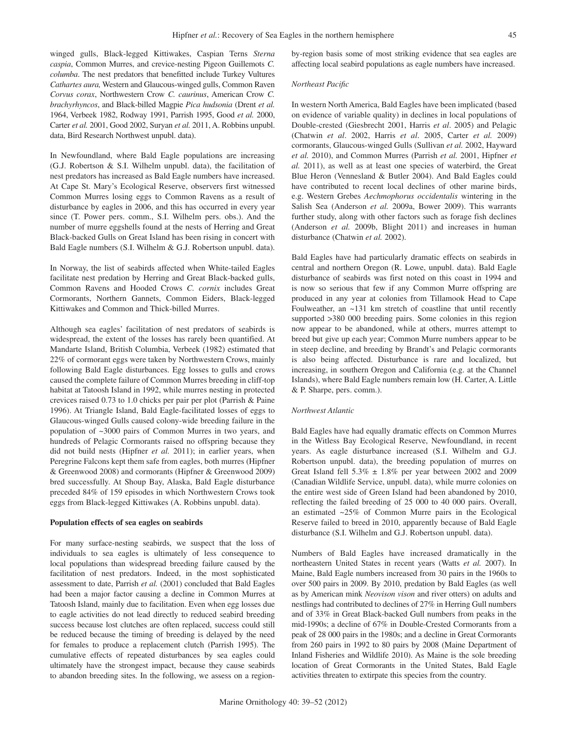winged gulls, Black-legged Kittiwakes, Caspian Terns *Sterna caspia*, Common Murres, and crevice-nesting Pigeon Guillemots *C. columba*. The nest predators that benefitted include Turkey Vultures *Cathartes aura,* Western and Glaucous-winged gulls, Common Raven *Corvus corax*, Northwestern Crow *C. caurinus*, American Crow *C. brachyrhyncos*, and Black-billed Magpie *Pica hudsonia* (Drent *et al.* 1964, Verbeek 1982, Rodway 1991, Parrish 1995, Good *et al.* 2000, Carter *et al.* 2001, Good 2002, Suryan *et al.* 2011, A. Robbins unpubl. data, Bird Research Northwest unpubl. data).

In Newfoundland, where Bald Eagle populations are increasing (G.J. Robertson & S.I. Wilhelm unpubl. data), the facilitation of nest predators has increased as Bald Eagle numbers have increased. At Cape St. Mary's Ecological Reserve, observers first witnessed Common Murres losing eggs to Common Ravens as a result of disturbance by eagles in 2006, and this has occurred in every year since (T. Power pers. comm., S.I. Wilhelm pers. obs.). And the number of murre eggshells found at the nests of Herring and Great Black-backed Gulls on Great Island has been rising in concert with Bald Eagle numbers (S.I. Wilhelm & G.J. Robertson unpubl. data).

In Norway, the list of seabirds affected when White-tailed Eagles facilitate nest predation by Herring and Great Black-backed gulls, Common Ravens and Hooded Crows *C. cornix* includes Great Cormorants, Northern Gannets, Common Eiders, Black-legged Kittiwakes and Common and Thick-billed Murres.

Although sea eagles' facilitation of nest predators of seabirds is widespread, the extent of the losses has rarely been quantified. At Mandarte Island, British Columbia, Verbeek (1982) estimated that 22% of cormorant eggs were taken by Northwestern Crows, mainly following Bald Eagle disturbances. Egg losses to gulls and crows caused the complete failure of Common Murres breeding in cliff-top habitat at Tatoosh Island in 1992, while murres nesting in protected crevices raised 0.73 to 1.0 chicks per pair per plot (Parrish & Paine 1996). At Triangle Island, Bald Eagle-facilitated losses of eggs to Glaucous-winged Gulls caused colony-wide breeding failure in the population of ~3000 pairs of Common Murres in two years, and hundreds of Pelagic Cormorants raised no offspring because they did not build nests (Hipfner *et al.* 2011); in earlier years, when Peregrine Falcons kept them safe from eagles, both murres (Hipfner & Greenwood 2008) and cormorants (Hipfner & Greenwood 2009) bred successfully. At Shoup Bay, Alaska, Bald Eagle disturbance preceded 84% of 159 episodes in which Northwestern Crows took eggs from Black-legged Kittiwakes (A. Robbins unpubl. data).

## Population effects of sea eagles on seabirds

For many surface-nesting seabirds, we suspect that the loss of individuals to sea eagles is ultimately of less consequence to local populations than widespread breeding failure caused by the facilitation of nest predators. Indeed, in the most sophisticated assessment to date, Parrish *et al.* (2001) concluded that Bald Eagles had been a major factor causing a decline in Common Murres at Tatoosh Island, mainly due to facilitation. Even when egg losses due to eagle activities do not lead directly to reduced seabird breeding success because lost clutches are often replaced, success could still be reduced because the timing of breeding is delayed by the need for females to produce a replacement clutch (Parrish 1995). The cumulative effects of repeated disturbances by sea eagles could ultimately have the strongest impact, because they cause seabirds to abandon breeding sites. In the following, we assess on a region-by-region basis some of most striking evidence that sea eagles are affecting local seabird populations as eagle numbers have increased.

### *Northeast Pacific*

In western North America, Bald Eagles have been implicated (based on evidence of variable quality) in declines in local populations of Double-crested (Giesbrecht 2001, Harris *et al*. 2005) and Pelagic (Chatwin *et al*. 2002, Harris *et al*. 2005, Carter *et al.* 2009) cormorants, Glaucous-winged Gulls (Sullivan *et al.* 2002, Hayward *et al.* 2010), and Common Murres (Parrish *et al.* 2001, Hipfner *et al.* 2011), as well as at least one species of waterbird, the Great Blue Heron (Vennesland & Butler 2004). And Bald Eagles could have contributed to recent local declines of other marine birds, e.g. Western Grebes *Aechmophorus occidentalis* wintering in the Salish Sea (Anderson *et al.* 2009a, Bower 2009). This warrants further study, along with other factors such as forage fish declines (Anderson *et al.* 2009b, Blight 2011) and increases in human disturbance (Chatwin *et al.* 2002).

Bald Eagles have had particularly dramatic effects on seabirds in central and northern Oregon (R. Lowe, unpubl. data). Bald Eagle disturbance of seabirds was first noted on this coast in 1994 and is now so serious that few if any Common Murre offspring are produced in any year at colonies from Tillamook Head to Cape Foulweather, an ~131 km stretch of coastline that until recently supported >380 000 breeding pairs. Some colonies in this region now appear to be abandoned, while at others, murres attempt to breed but give up each year; Common Murre numbers appear to be in steep decline, and breeding by Brandt's and Pelagic cormorants is also being affected. Disturbance is rare and localized, but increasing, in southern Oregon and California (e.g. at the Channel Islands), where Bald Eagle numbers remain low (H. Carter, A. Little & P. Sharpe, pers. comm.).

### *Northwest Atlantic*

Bald Eagles have had equally dramatic effects on Common Murres in the Witless Bay Ecological Reserve, Newfoundland, in recent years. As eagle disturbance increased (S.I. Wilhelm and G.J. Robertson unpubl. data), the breeding population of murres on Great Island fell 5.3% ± 1.8% per year between 2002 and 2009 (Canadian Wildlife Service, unpubl. data), while murre colonies on the entire west side of Green Island had been abandoned by 2010, reflecting the failed breeding of 25 000 to 40 000 pairs. Overall, an estimated ~25% of Common Murre pairs in the Ecological Reserve failed to breed in 2010, apparently because of Bald Eagle disturbance (S.I. Wilhelm and G.J. Robertson unpubl. data).

Numbers of Bald Eagles have increased dramatically in the northeastern United States in recent years (Watts *et al.* 2007). In Maine, Bald Eagle numbers increased from 30 pairs in the 1960s to over 500 pairs in 2009. By 2010, predation by Bald Eagles (as well as by American mink *Neovison vison* and river otters) on adults and nestlings had contributed to declines of 27% in Herring Gull numbers and of 33% in Great Black-backed Gull numbers from peaks in the mid-1990s; a decline of 67% in Double-Crested Cormorants from a peak of 28 000 pairs in the 1980s; and a decline in Great Cormorants from 260 pairs in 1992 to 80 pairs by 2008 (Maine Department of Inland Fisheries and Wildlife 2010). As Maine is the sole breeding location of Great Cormorants in the United States, Bald Eagle activities threaten to extirpate this species from the country.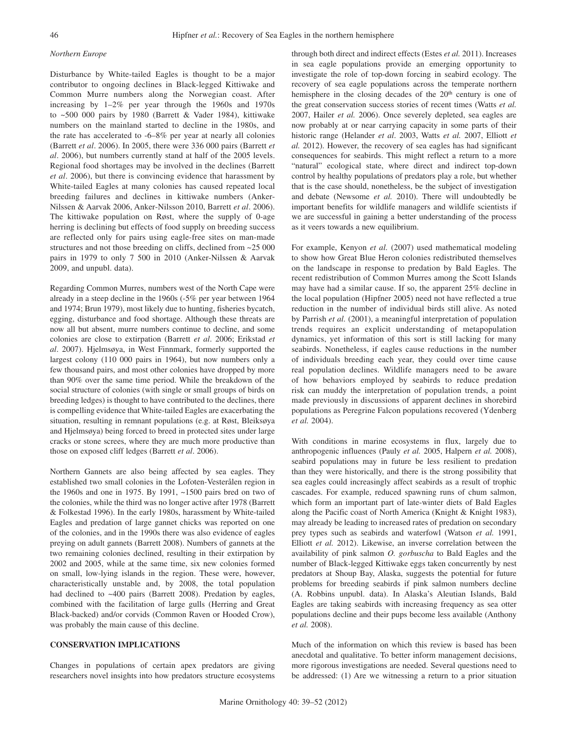*Northern Europe*

Disturbance by White-tailed Eagles is thought to be a major contributor to ongoing declines in Black-legged Kittiwake and Common Murre numbers along the Norwegian coast. After increasing by 1–2% per year through the 1960s and 1970s to ~500 000 pairs by 1980 (Barrett & Vader 1984), kittiwake numbers on the mainland started to decline in the 1980s, and the rate has accelerated to -6–8% per year at nearly all colonies (Barrett *et al*. 2006). In 2005, there were 336 000 pairs (Barrett *et al*. 2006), but numbers currently stand at half of the 2005 levels. Regional food shortages may be involved in the declines (Barrett *et al*. 2006), but there is convincing evidence that harassment by White-tailed Eagles at many colonies has caused repeated local breeding failures and declines in kittiwake numbers (Anker-Nilssen & Aarvak 2006, Anker-Nilsson 2010, Barrett *et al*. 2006). The kittiwake population on Røst, where the supply of 0-age herring is declining but effects of food supply on breeding success are reflected only for pairs using eagle-free sites on man-made structures and not those breeding on cliffs, declined from ~25 000 pairs in 1979 to only 7 500 in 2010 (Anker-Nilssen & Aarvak 2009, and unpubl. data).

Regarding Common Murres, numbers west of the North Cape were already in a steep decline in the 1960s (-5% per year between 1964 and 1974; Brun 1979), most likely due to hunting, fisheries bycatch, egging, disturbance and food shortage. Although these threats are now all but absent, murre numbers continue to decline, and some colonies are close to extirpation (Barrett *et al*. 2006; Erikstad *et al*. 2007). Hjelmsøya, in West Finnmark, formerly supported the largest colony (110 000 pairs in 1964), but now numbers only a few thousand pairs, and most other colonies have dropped by more than 90% over the same time period. While the breakdown of the social structure of colonies (with single or small groups of birds on breeding ledges) is thought to have contributed to the declines, there is compelling evidence that White-tailed Eagles are exacerbating the situation, resulting in remnant populations (e.g. at Røst, Bleiksøya and Hjelmsøya) being forced to breed in protected sites under large cracks or stone screes, where they are much more productive than those on exposed cliff ledges (Barrett *et al*. 2006).

Northern Gannets are also being affected by sea eagles. They established two small colonies in the Lofoten-Vesterålen region in the 1960s and one in 1975. By 1991, ~1500 pairs bred on two of the colonies, while the third was no longer active after 1978 (Barrett & Folkestad 1996). In the early 1980s, harassment by White-tailed Eagles and predation of large gannet chicks was reported on one of the colonies, and in the 1990s there was also evidence of eagles preying on adult gannets (Barrett 2008). Numbers of gannets at the two remaining colonies declined, resulting in their extirpation by 2002 and 2005, while at the same time, six new colonies formed on small, low-lying islands in the region. These were, however, characteristically unstable and, by 2008, the total population had declined to ~400 pairs (Barrett 2008). Predation by eagles, combined with the facilitation of large gulls (Herring and Great Black-backed) and/or corvids (Common Raven or Hooded Crow), was probably the main cause of this decline.

## CONSERVATION IMPLICATIONS

Changes in populations of certain apex predators are giving researchers novel insights into how predators structure ecosystems through both direct and indirect effects (Estes *et al.* 2011). Increases in sea eagle populations provide an emerging opportunity to investigate the role of top-down forcing in seabird ecology. The recovery of sea eagle populations across the temperate northern hemisphere in the closing decades of the 20th century is one of the great conservation success stories of recent times (Watts *et al.* 2007, Hailer *et al.* 2006). Once severely depleted, sea eagles are now probably at or near carrying capacity in some parts of their historic range (Helander *et al*. 2003, Watts *et al.* 2007, Elliott *et al.* 2012). However, the recovery of sea eagles has had significant consequences for seabirds. This might reflect a return to a more "natural" ecological state, where direct and indirect top-down control by healthy populations of predators play a role, but whether that is the case should, nonetheless, be the subject of investigation and debate (Newsome *et al.* 2010). There will undoubtedly be important benefits for wildlife managers and wildlife scientists if we are successful in gaining a better understanding of the process as it veers towards a new equilibrium.

For example, Kenyon *et al.* (2007) used mathematical modeling to show how Great Blue Heron colonies redistributed themselves on the landscape in response to predation by Bald Eagles. The recent redistribution of Common Murres among the Scott Islands may have had a similar cause. If so, the apparent 25% decline in the local population (Hipfner 2005) need not have reflected a true reduction in the number of individual birds still alive. As noted by Parrish *et al.* (2001), a meaningful interpretation of population trends requires an explicit understanding of metapopulation dynamics, yet information of this sort is still lacking for many seabirds. Nonetheless, if eagles cause reductions in the number of individuals breeding each year, they could over time cause real population declines. Wildlife managers need to be aware of how behaviors employed by seabirds to reduce predation risk can muddy the interpretation of population trends, a point made previously in discussions of apparent declines in shorebird populations as Peregrine Falcon populations recovered (Ydenberg *et al.* 2004).

With conditions in marine ecosystems in flux, largely due to anthropogenic influences (Pauly *et al.* 2005, Halpern *et al.* 2008), seabird populations may in future be less resilient to predation than they were historically, and there is the strong possibility that sea eagles could increasingly affect seabirds as a result of trophic cascades. For example, reduced spawning runs of chum salmon, which form an important part of late-winter diets of Bald Eagles along the Pacific coast of North America (Knight & Knight 1983), may already be leading to increased rates of predation on secondary prey types such as seabirds and waterfowl (Watson *et al.* 1991, Elliott *et al.* 2012). Likewise, an inverse correlation between the availability of pink salmon *O. gorbuscha* to Bald Eagles and the number of Black-legged Kittiwake eggs taken concurrently by nest predators at Shoup Bay, Alaska, suggests the potential for future problems for breeding seabirds if pink salmon numbers decline (A. Robbins unpubl. data). In Alaska's Aleutian Islands, Bald Eagles are taking seabirds with increasing frequency as sea otter populations decline and their pups become less available (Anthony *et al.* 2008).

Much of the information on which this review is based has been anecdotal and qualitative. To better inform management decisions, more rigorous investigations are needed. Several questions need to be addressed: (1) Are we witnessing a return to a prior situation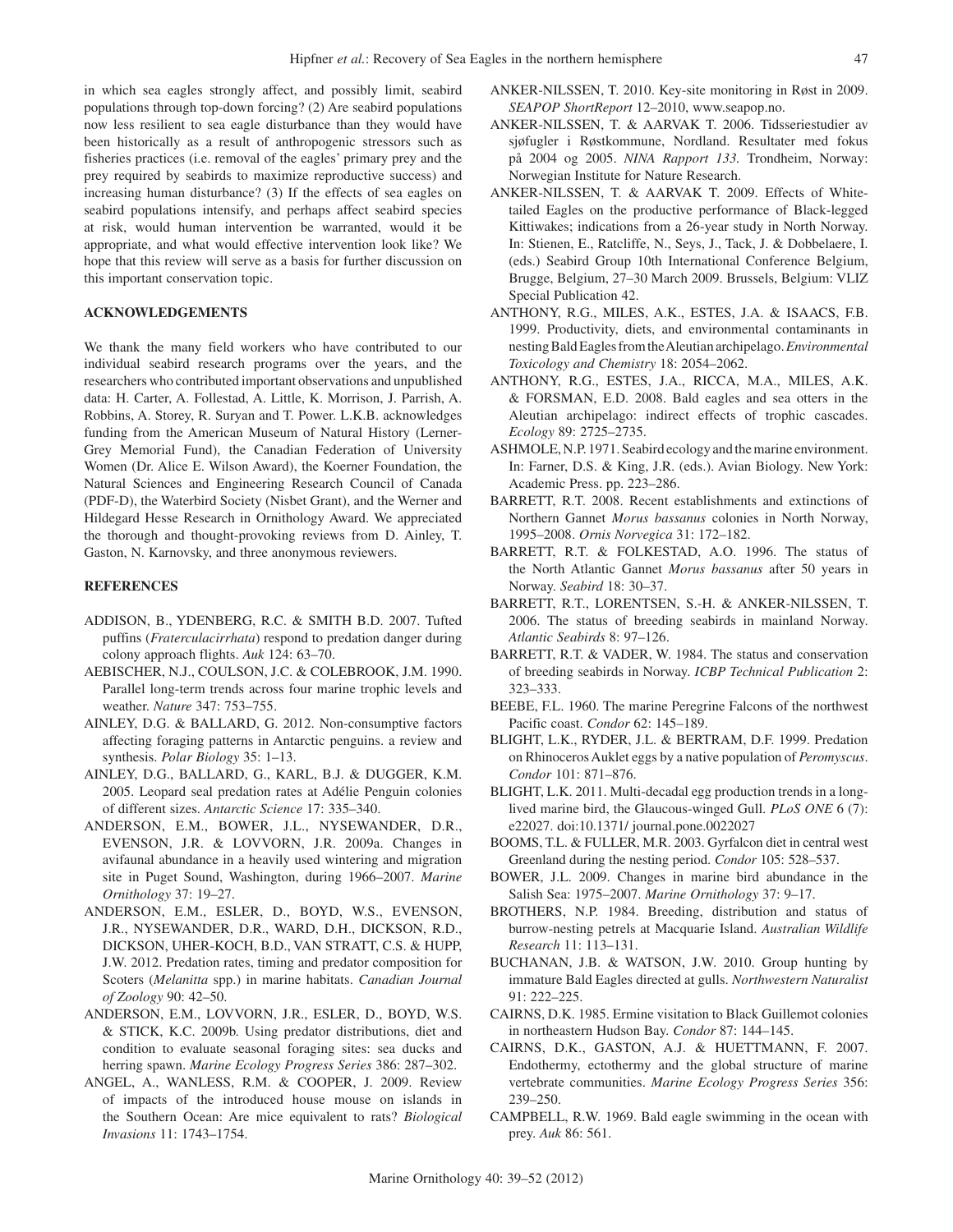in which sea eagles strongly affect, and possibly limit, seabird populations through top-down forcing? (2) Are seabird populations now less resilient to sea eagle disturbance than they would have been historically as a result of anthropogenic stressors such as fisheries practices (i.e. removal of the eagles' primary prey and the prey required by seabirds to maximize reproductive success) and increasing human disturbance? (3) If the effects of sea eagles on seabird populations intensify, and perhaps affect seabird species at risk, would human intervention be warranted, would it be appropriate, and what would effective intervention look like? We hope that this review will serve as a basis for further discussion on this important conservation topic.

## ACKNOWLEDGEMENTS

We thank the many field workers who have contributed to our individual seabird research programs over the years, and the researchers who contributed important observations and unpublished data: H. Carter, A. Follestad, A. Little, K. Morrison, J. Parrish, A. Robbins, A. Storey, R. Suryan and T. Power. L.K.B. acknowledges funding from the American Museum of Natural History (Lerner-Grey Memorial Fund), the Canadian Federation of University Women (Dr. Alice E. Wilson Award), the Koerner Foundation, the Natural Sciences and Engineering Research Council of Canada (PDF-D), the Waterbird Society (Nisbet Grant), and the Werner and Hildegard Hesse Research in Ornithology Award. We appreciated the thorough and thought-provoking reviews from D. Ainley, T. Gaston, N. Karnovsky, and three anonymous reviewers.

## REFERENCES

ADDISON, B., YDENBERG, R.C. & SMITH B.D. 2007. Tufted puffins (*Fraterculacirrhata*) respond to predation danger during colony approach flights. *Auk* 124: 63–70.

AEBISCHER, N.J., COULSON, J.C. & COLEBROOK, J.M. 1990. Parallel long-term trends across four marine trophic levels and weather. *Nature* 347: 753–755.

AINLEY, D.G. & BALLARD, G. 2012. Non-consumptive factors affecting foraging patterns in Antarctic penguins. a review and synthesis. *Polar Biology* 35: 1–13.

AINLEY, D.G., BALLARD, G., KARL, B.J. & DUGGER, K.M. 2005. Leopard seal predation rates at Adélie Penguin colonies of different sizes. *Antarctic Science* 17: 335–340.

ANDERSON, E.M., BOWER, J.L., NYSEWANDER, D.R., EVENSON, J.R. & LOVVORN, J.R. 2009a. Changes in avifaunal abundance in a heavily used wintering and migration site in Puget Sound, Washington, during 1966–2007. *Marine Ornithology* 37: 19–27.

ANDERSON, E.M., ESLER, D., BOYD, W.S., EVENSON, J.R., NYSEWANDER, D.R., WARD, D.H., DICKSON, R.D., DICKSON, UHER-KOCH, B.D., VAN STRATT, C.S. & HUPP, J.W. 2012. Predation rates, timing and predator composition for Scoters (*Melanitta* spp.) in marine habitats. *Canadian Journal of Zoology* 90: 42–50.

ANDERSON, E.M., LOVVORN, J.R., ESLER, D., BOYD, W.S. & STICK, K.C. 2009b. Using predator distributions, diet and condition to evaluate seasonal foraging sites: sea ducks and herring spawn. *Marine Ecology Progress Series* 386: 287–302.

ANGEL, A., WANLESS, R.M. & COOPER, J. 2009. Review of impacts of the introduced house mouse on islands in the Southern Ocean: Are mice equivalent to rats? *Biological Invasions* 11: 1743–1754.

ANKER-NILSSEN, T. 2010. Key-site monitoring in Røst in 2009. *SEAPOP ShortReport* 12–2010, www.seapop.no.

ANKER-NILSSEN, T. & AARVAK T. 2006. Tidsseriestudier av sjøfugler i Røstkommune, Nordland. Resultater med fokus på 2004 og 2005. *NINA Rapport 133.* Trondheim, Norway: Norwegian Institute for Nature Research.

ANKER-NILSSEN, T. & AARVAK T. 2009. Effects of White-tailed Eagles on the productive performance of Black-legged Kittiwakes; indications from a 26-year study in North Norway. In: Stienen, E., Ratcliffe, N., Seys, J., Tack, J. & Dobbelaere, I. (eds.) Seabird Group 10th International Conference Belgium, Brugge, Belgium, 27–30 March 2009. Brussels, Belgium: VLIZ Special Publication 42.

ANTHONY, R.G., MILES, A.K., ESTES, J.A. & ISAACS, F.B. 1999. Productivity, diets, and environmental contaminants in nesting Bald Eagles from the Aleutian archipelago. *Environmental Toxicology and Chemistry* 18: 2054–2062.

ANTHONY, R.G., ESTES, J.A., RICCA, M.A., MILES, A.K. & FORSMAN, E.D. 2008. Bald eagles and sea otters in the Aleutian archipelago: indirect effects of trophic cascades. *Ecology* 89: 2725–2735.

ASHMOLE, N.P. 1971. Seabird ecology and the marine environment. In: Farner, D.S. & King, J.R. (eds.). Avian Biology. New York: Academic Press. pp. 223–286.

BARRETT, R.T. 2008. Recent establishments and extinctions of Northern Gannet *Morus bassanus* colonies in North Norway, 1995–2008. *Ornis Norvegica* 31: 172–182.

BARRETT, R.T. & FOLKESTAD, A.O. 1996. The status of the North Atlantic Gannet *Morus bassanus* after 50 years in Norway. *Seabird* 18: 30–37.

BARRETT, R.T., LORENTSEN, S.-H. & ANKER-NILSSEN, T. 2006. The status of breeding seabirds in mainland Norway. *Atlantic Seabirds* 8: 97–126.

BARRETT, R.T. & VADER, W. 1984. The status and conservation of breeding seabirds in Norway. *ICBP Technical Publication* 2: 323–333.

BEEBE, F.L. 1960. The marine Peregrine Falcons of the northwest Pacific coast. *Condor* 62: 145–189.

BLIGHT, L.K., RYDER, J.L. & BERTRAM, D.F. 1999. Predation on Rhinoceros Auklet eggs by a native population of *Peromyscus*. *Condor* 101: 871–876.

BLIGHT, L.K. 2011. Multi-decadal egg production trends in a long-lived marine bird, the Glaucous-winged Gull. *PLoS ONE* 6 (7): e22027. doi:10.1371/ journal.pone.0022027

BOOMS, T.L. & FULLER, M.R. 2003. Gyrfalcon diet in central west Greenland during the nesting period. *Condor* 105: 528–537.

BOWER, J.L. 2009. Changes in marine bird abundance in the Salish Sea: 1975–2007. *Marine Ornithology* 37: 9–17.

BROTHERS, N.P. 1984. Breeding, distribution and status of burrow-nesting petrels at Macquarie Island. *Australian Wildlife Research* 11: 113–131.

BUCHANAN, J.B. & WATSON, J.W. 2010. Group hunting by immature Bald Eagles directed at gulls. *Northwestern Naturalist* 91: 222–225.

CAIRNS, D.K. 1985. Ermine visitation to Black Guillemot colonies in northeastern Hudson Bay. *Condor* 87: 144–145.

CAIRNS, D.K., GASTON, A.J. & HUETTMANN, F. 2007. Endothermy, ectothermy and the global structure of marine vertebrate communities. *Marine Ecology Progress Series* 356: 239–250.

CAMPBELL, R.W. 1969. Bald eagle swimming in the ocean with prey. *Auk* 86: 561.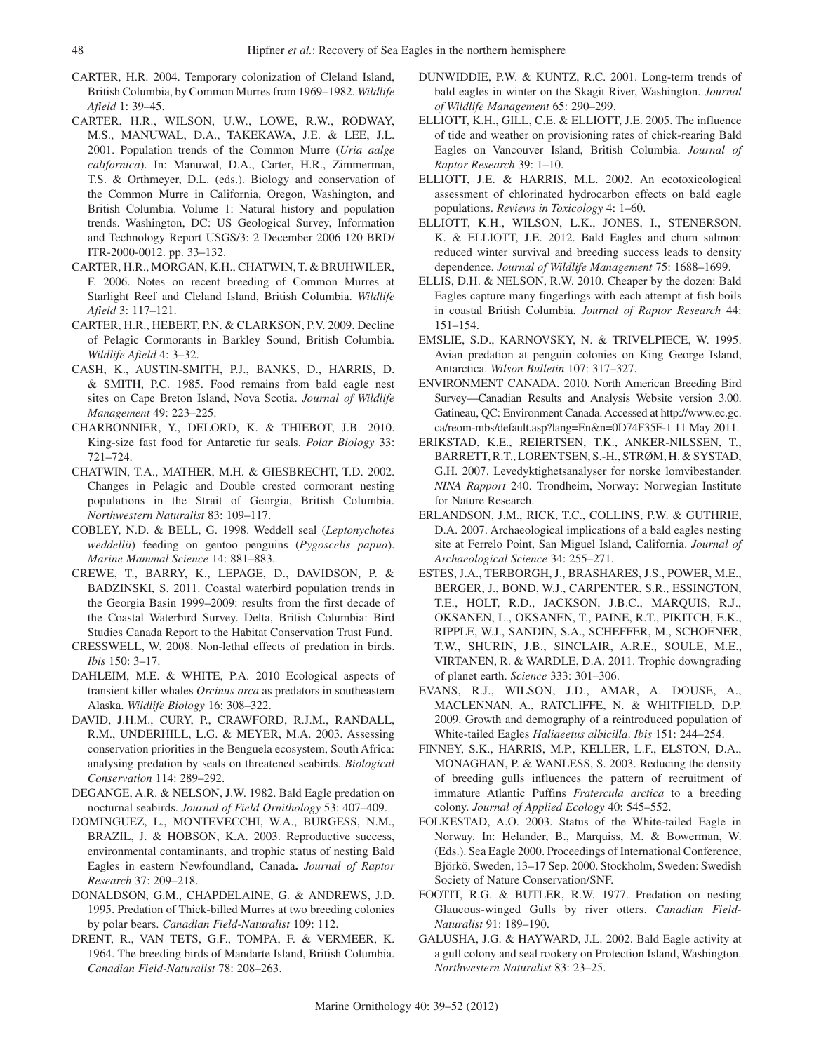CARTER, H.R. 2004. Temporary colonization of Cleland Island, British Columbia, by Common Murres from 1969–1982. *Wildlife Afield* 1: 39–45.

CARTER, H.R., WILSON, U.W., LOWE, R.W., RODWAY, M.S., MANUWAL, D.A., TAKEKAWA, J.E. & LEE, J.L. 2001. Population trends of the Common Murre (*Uria aalge californica*). In: Manuwal, D.A., Carter, H.R., Zimmerman, T.S. & Orthmeyer, D.L. (eds.). Biology and conservation of the Common Murre in California, Oregon, Washington, and British Columbia. Volume 1: Natural history and population trends. Washington, DC: US Geological Survey, Information and Technology Report USGS/3: 2 December 2006 120 BRD/ ITR-2000-0012. pp. 33–132.

CARTER, H.R., MORGAN, K.H., CHATWIN, T. & BRUHWILER, F. 2006. Notes on recent breeding of Common Murres at Starlight Reef and Cleland Island, British Columbia. *Wildlife Afield* 3: 117–121.

CARTER, H.R., HEBERT, P.N. & CLARKSON, P.V. 2009. Decline of Pelagic Cormorants in Barkley Sound, British Columbia. *Wildlife Afield* 4: 3–32.

CASH, K., AUSTIN-SMITH, P.J., BANKS, D., HARRIS, D. & SMITH, P.C. 1985. Food remains from bald eagle nest sites on Cape Breton Island, Nova Scotia. *Journal of Wildlife Management* 49: 223–225.

CHARBONNIER, Y., DELORD, K. & THIEBOT, J.B. 2010. King-size fast food for Antarctic fur seals. *Polar Biology* 33: 721–724.

CHATWIN, T.A., MATHER, M.H. & GIESBRECHT, T.D. 2002. Changes in Pelagic and Double crested cormorant nesting populations in the Strait of Georgia, British Columbia. *Northwestern Naturalist* 83: 109–117.

COBLEY, N.D. & BELL, G. 1998. Weddell seal (*Leptonychotes weddellii*) feeding on gentoo penguins (*Pygoscelis papua*). *Marine Mammal Science* 14: 881–883.

CREWE, T., BARRY, K., LEPAGE, D., DAVIDSON, P. & BADZINSKI, S. 2011. Coastal waterbird population trends in the Georgia Basin 1999–2009: results from the first decade of the Coastal Waterbird Survey. Delta, British Columbia: Bird Studies Canada Report to the Habitat Conservation Trust Fund.

CRESSWELL, W. 2008. Non-lethal effects of predation in birds. *Ibis* 150: 3–17.

DAHLEIM, M.E. & WHITE, P.A. 2010 Ecological aspects of transient killer whales *Orcinus orca* as predators in southeastern Alaska. *Wildlife Biology* 16: 308–322.

DAVID, J.H.M., CURY, P., CRAWFORD, R.J.M., RANDALL, R.M., UNDERHILL, L.G. & MEYER, M.A. 2003. Assessing conservation priorities in the Benguela ecosystem, South Africa: analysing predation by seals on threatened seabirds. *Biological Conservation* 114: 289–292.

DEGANGE, A.R. & NELSON, J.W. 1982. Bald Eagle predation on nocturnal seabirds. *Journal of Field Ornithology* 53: 407–409.

DOMINGUEZ, L., MONTEVECCHI, W.A., BURGESS, N.M., BRAZIL, J. & HOBSON, K.A. 2003. Reproductive success, environmental contaminants, and trophic status of nesting Bald Eagles in eastern Newfoundland, Canada**.** *Journal of Raptor Research* 37: 209–218.

DONALDSON, G.M., CHAPDELAINE, G. & ANDREWS, J.D. 1995. Predation of Thick-billed Murres at two breeding colonies by polar bears. *Canadian Field-Naturalist* 109: 112.

DRENT, R., VAN TETS, G.F., TOMPA, F. & VERMEER, K. 1964. The breeding birds of Mandarte Island, British Columbia. *Canadian Field-Naturalist* 78: 208–263.

DUNWIDDIE, P.W. & KUNTZ, R.C. 2001. Long-term trends of bald eagles in winter on the Skagit River, Washington. *Journal of Wildlife Management* 65: 290–299.

ELLIOTT, K.H., GILL, C.E. & ELLIOTT, J.E. 2005. The influence of tide and weather on provisioning rates of chick-rearing Bald Eagles on Vancouver Island, British Columbia. *Journal of Raptor Research* 39: 1–10.

ELLIOTT, J.E. & HARRIS, M.L. 2002. An ecotoxicological assessment of chlorinated hydrocarbon effects on bald eagle populations. *Reviews in Toxicology* 4: 1–60.

ELLIOTT, K.H., WILSON, L.K., JONES, I., STENERSON, K. & ELLIOTT, J.E. 2012. Bald Eagles and chum salmon: reduced winter survival and breeding success leads to density dependence. *Journal of Wildlife Management* 75: 1688–1699.

ELLIS, D.H. & NELSON, R.W. 2010. Cheaper by the dozen: Bald Eagles capture many fingerlings with each attempt at fish boils in coastal British Columbia. *Journal of Raptor Research* 44: 151–154.

EMSLIE, S.D., KARNOVSKY, N. & TRIVELPIECE, W. 1995. Avian predation at penguin colonies on King George Island, Antarctica. *Wilson Bulletin* 107: 317–327.

ENVIRONMENT CANADA. 2010. North American Breeding Bird Survey—Canadian Results and Analysis Website version 3.00. Gatineau, QC: Environment Canada. Accessed at http://www.ec.gc.ca/reom-mbs/default.asp?lang=En&n=0D74F35F-1 11 May 2011.

ERIKSTAD, K.E., REIERTSEN, T.K., ANKER-NILSSEN, T., BARRETT, R.T., LORENTSEN, S.-H., STRØM, H. & SYSTAD, G.H. 2007. Levedyktighetsanalyser for norske lomvibestander. *NINA Rapport* 240. Trondheim, Norway: Norwegian Institute for Nature Research.

ERLANDSON, J.M., RICK, T.C., COLLINS, P.W. & GUTHRIE, D.A. 2007. Archaeological implications of a bald eagles nesting site at Ferrelo Point, San Miguel Island, California. *Journal of Archaeological Science* 34: 255–271.

ESTES, J.A., TERBORGH, J., BRASHARES, J.S., POWER, M.E., BERGER, J., BOND, W.J., CARPENTER, S.R., ESSINGTON, T.E., HOLT, R.D., JACKSON, J.B.C., MARQUIS, R.J., OKSANEN, L., OKSANEN, T., PAINE, R.T., PIKITCH, E.K., RIPPLE, W.J., SANDIN, S.A., SCHEFFER, M., SCHOENER, T.W., SHURIN, J.B., SINCLAIR, A.R.E., SOULE, M.E., VIRTANEN, R. & WARDLE, D.A. 2011. Trophic downgrading of planet earth. *Science* 333: 301–306.

EVANS, R.J., WILSON, J.D., AMAR, A. DOUSE, A., MACLENNAN, A., RATCLIFFE, N. & WHITFIELD, D.P. 2009. Growth and demography of a reintroduced population of White-tailed Eagles *Haliaeetus albicilla*. *Ibis* 151: 244–254.

FINNEY, S.K., HARRIS, M.P., KELLER, L.F., ELSTON, D.A., MONAGHAN, P. & WANLESS, S. 2003. Reducing the density of breeding gulls influences the pattern of recruitment of immature Atlantic Puffins *Fratercula arctica* to a breeding colony. *Journal of Applied Ecology* 40: 545–552.

FOLKESTAD, A.O. 2003. Status of the White-tailed Eagle in Norway. In: Helander, B., Marquiss, M. & Bowerman, W. (Eds.). Sea Eagle 2000. Proceedings of International Conference, Björkö, Sweden, 13–17 Sep. 2000. Stockholm, Sweden: Swedish Society of Nature Conservation/SNF.

FOOTIT, R.G. & BUTLER, R.W. 1977. Predation on nesting Glaucous-winged Gulls by river otters. *Canadian Field-Naturalist* 91: 189–190.

GALUSHA, J.G. & HAYWARD, J.L. 2002. Bald Eagle activity at a gull colony and seal rookery on Protection Island, Washington. *Northwestern Naturalist* 83: 23–25.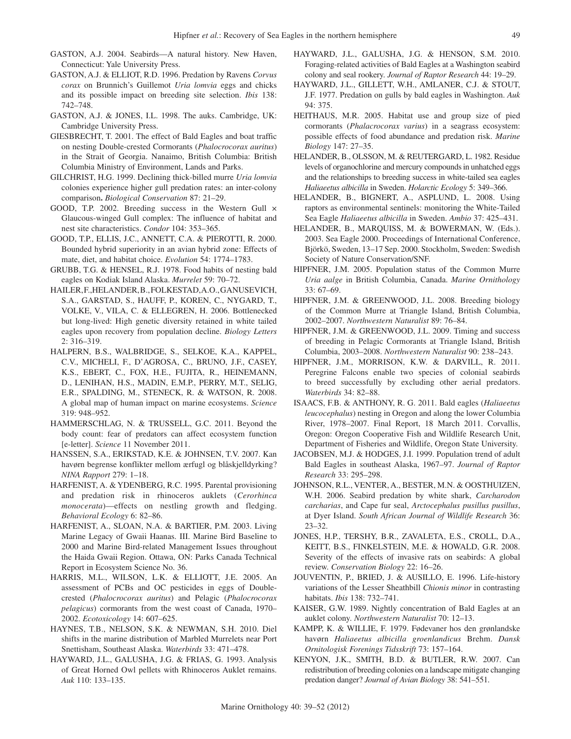GASTON, A.J. 2004. Seabirds—A natural history. New Haven, Connecticut: Yale University Press.

GASTON, A.J. & ELLIOT, R.D. 1996. Predation by Ravens *Corvus corax* on Brunnich's Guillemot *Uria lomvia* eggs and chicks and its possible impact on breeding site selection. *Ibis* 138: 742–748.

GASTON, A.J. & JONES, I.L. 1998. The auks. Cambridge, UK: Cambridge University Press.

GIESBRECHT, T. 2001. The effect of Bald Eagles and boat traffic on nesting Double-crested Cormorants (*Phalocrocorax auritus*) in the Strait of Georgia. Nanaimo, British Columbia: British Columbia Ministry of Environment, Lands and Parks.

GILCHRIST, H.G. 1999. Declining thick-billed murre *Uria lomvia* colonies experience higher gull predation rates: an inter-colony comparison**.** *Biological Conservation* 87: 21–29.

GOOD, T.P. 2002. Breeding success in the Western Gull × Glaucous-winged Gull complex: The influence of habitat and nest site characteristics. *Condor* 104: 353–365.

GOOD, T.P., ELLIS, J.C., ANNETT, C.A. & PIEROTTI, R. 2000. Bounded hybrid superiority in an avian hybrid zone: Effects of mate, diet, and habitat choice. *Evolution* 54: 1774–1783.

GRUBB, T.G. & HENSEL, R.J. 1978. Food habits of nesting bald eagles on Kodiak Island Alaska. *Murrelet* 59: 70–72.

HAILER, F., HELANDER, B., FOLKESTAD, A.O., GANUSEVICH, S.A., GARSTAD, S., HAUFF, P., KOREN, C., NYGARD, T., VOLKE, V., VILA, C. & ELLEGREN, H. 2006. Bottlenecked but long-lived: High genetic diversity retained in white tailed eagles upon recovery from population decline. *Biology Letters* 2: 316–319.

HALPERN, B.S., WALBRIDGE, S., SELKOE, K.A., KAPPEL, C.V., MICHELI, F., D'AGROSA, C., BRUNO, J.F., CASEY, K.S., EBERT, C., FOX, H.E., FUJITA, R., HEINEMANN, D., LENIHAN, H.S., MADIN, E.M.P., PERRY, M.T., SELIG, E.R., SPALDING, M., STENECK, R. & WATSON, R. 2008. A global map of human impact on marine ecosystems. *Science* 319: 948–952.

HAMMERSCHLAG, N. & TRUSSELL, G.C. 2011. Beyond the body count: fear of predators can affect ecosystem function [e-letter]. *Science* 11 November 2011.

HANSSEN, S.A., ERIKSTAD, K.E. & JOHNSEN, T.V. 2007. Kan havørn begrense konflikter mellom ærfugl og blåskjelldyrking? *NINA Rapport* 279: 1–18.

HARFENIST, A. & YDENBERG, R.C. 1995. Parental provisioning and predation risk in rhinoceros auklets (*Cerorhinca monocerata*)—effects on nestling growth and fledging. *Behavioral Ecology* 6: 82–86.

HARFENIST, A., SLOAN, N.A. & BARTIER, P.M. 2003. Living Marine Legacy of Gwaii Haanas. III. Marine Bird Baseline to 2000 and Marine Bird-related Management Issues throughout the Haida Gwaii Region. Ottawa, ON: Parks Canada Technical Report in Ecosystem Science No. 36.

HARRIS, M.L., WILSON, L.K. & ELLIOTT, J.E. 2005. An assessment of PCBs and OC pesticides in eggs of Double-crested (*Phalocrocorax auritus*) and Pelagic (*Phalocrocorax pelagicus*) cormorants from the west coast of Canada, 1970–2002. *Ecotoxicology* 14: 607–625.

HAYNES, T.B., NELSON, S.K. & NEWMAN, S.H. 2010. Diel shifts in the marine distribution of Marbled Murrelets near Port Snettisham, Southeast Alaska. *Waterbirds* 33: 471–478.

HAYWARD, J.L., GALUSHA, J.G. & FRIAS, G. 1993. Analysis of Great Horned Owl pellets with Rhinoceros Auklet remains. *Auk* 110: 133–135.

HAYWARD, J.L., GALUSHA, J.G. & HENSON, S.M. 2010. Foraging-related activities of Bald Eagles at a Washington seabird colony and seal rookery. *Journal of Raptor Research* 44: 19–29.

HAYWARD, J.L., GILLETT, W.H., AMLANER, C.J. & STOUT, J.F. 1977. Predation on gulls by bald eagles in Washington. *Auk* 94: 375.

HEITHAUS, M.R. 2005. Habitat use and group size of pied cormorants (*Phalacrocorax varius*) in a seagrass ecosystem: possible effects of food abundance and predation risk. *Marine Biology* 147: 27–35.

HELANDER, B., OLSSON, M. & REUTERGARD, L. 1982. Residue levels of organochlorine and mercury compounds in unhatched eggs and the relationships to breeding success in white-tailed sea eagles *Haliaeetus albicilla* in Sweden. *Holarctic Ecology* 5: 349–366.

HELANDER, B., BIGNERT, A., ASPLUND, L. 2008. Using raptors as environmental sentinels: monitoring the White-Tailed Sea Eagle *Haliaeetus albicilla* in Sweden. *Ambio* 37: 425–431.

HELANDER, B., MARQUISS, M. & BOWERMAN, W. (Eds.). 2003. Sea Eagle 2000. Proceedings of International Conference, Björkö, Sweden, 13–17 Sep. 2000. Stockholm, Sweden: Swedish Society of Nature Conservation/SNF.

HIPFNER, J.M. 2005. Population status of the Common Murre *Uria aalge* in British Columbia, Canada. *Marine Ornithology* 33: 67–69.

HIPFNER, J.M. & GREENWOOD, J.L. 2008. Breeding biology of the Common Murre at Triangle Island, British Columbia, 2002–2007. *Northwestern Naturalist* 89: 76–84.

HIPFNER, J.M. & GREENWOOD, J.L. 2009. Timing and success of breeding in Pelagic Cormorants at Triangle Island, British Columbia, 2003–2008. *Northwestern Naturalist* 90: 238–243.

HIPFNER, J.M., MORRISON, K.W. & DARVILL, R. 2011. Peregrine Falcons enable two species of colonial seabirds to breed successfully by excluding other aerial predators. *Waterbirds* 34: 82–88.

ISAACS, F.B. & ANTHONY, R. G. 2011. Bald eagles (*Haliaeetus leucocephalus*) nesting in Oregon and along the lower Columbia River, 1978–2007. Final Report, 18 March 2011. Corvallis, Oregon: Oregon Cooperative Fish and Wildlife Research Unit, Department of Fisheries and Wildlife, Oregon State University.

JACOBSEN, M.J. & HODGES, J.I. 1999. Population trend of adult Bald Eagles in southeast Alaska, 1967–97. *Journal of Raptor Research* 33: 295–298.

JOHNSON, R.L., VENTER, A., BESTER, M.N. & OOSTHUIZEN, W.H. 2006. Seabird predation by white shark, *Carcharodon carcharias*, and Cape fur seal, *Arctocephalus pusillus pusillus*, at Dyer Island. *South African Journal of Wildlife Research* 36: 23–32.

JONES, H.P., TERSHY, B.R., ZAVALETA, E.S., CROLL, D.A., KEITT, B.S., FINKELSTEIN, M.E. & HOWALD, G.R. 2008. Severity of the effects of invasive rats on seabirds: A global review. *Conservation Biology* 22: 16–26.

JOUVENTIN, P., BRIED, J. & AUSILLO, E. 1996. Life-history variations of the Lesser Sheathbill *Chionis minor* in contrasting habitats. *Ibis* 138: 732–741.

KAISER, G.W. 1989. Nightly concentration of Bald Eagles at an auklet colony. *Northwestern Naturalist* 70: 12–13.

KAMPP, K. & WILLIE, F. 1979. Fødevaner hos den grønlandske havørn *Haliaeetus albicilla groenlandicus* Brehm. *Dansk Ornitologisk Forenings Tidsskrift* 73: 157–164.

KENYON, J.K., SMITH, B.D. & BUTLER, R.W. 2007. Can redistribution of breeding colonies on a landscape mitigate changing predation danger? *Journal of Avian Biology* 38: 541–551.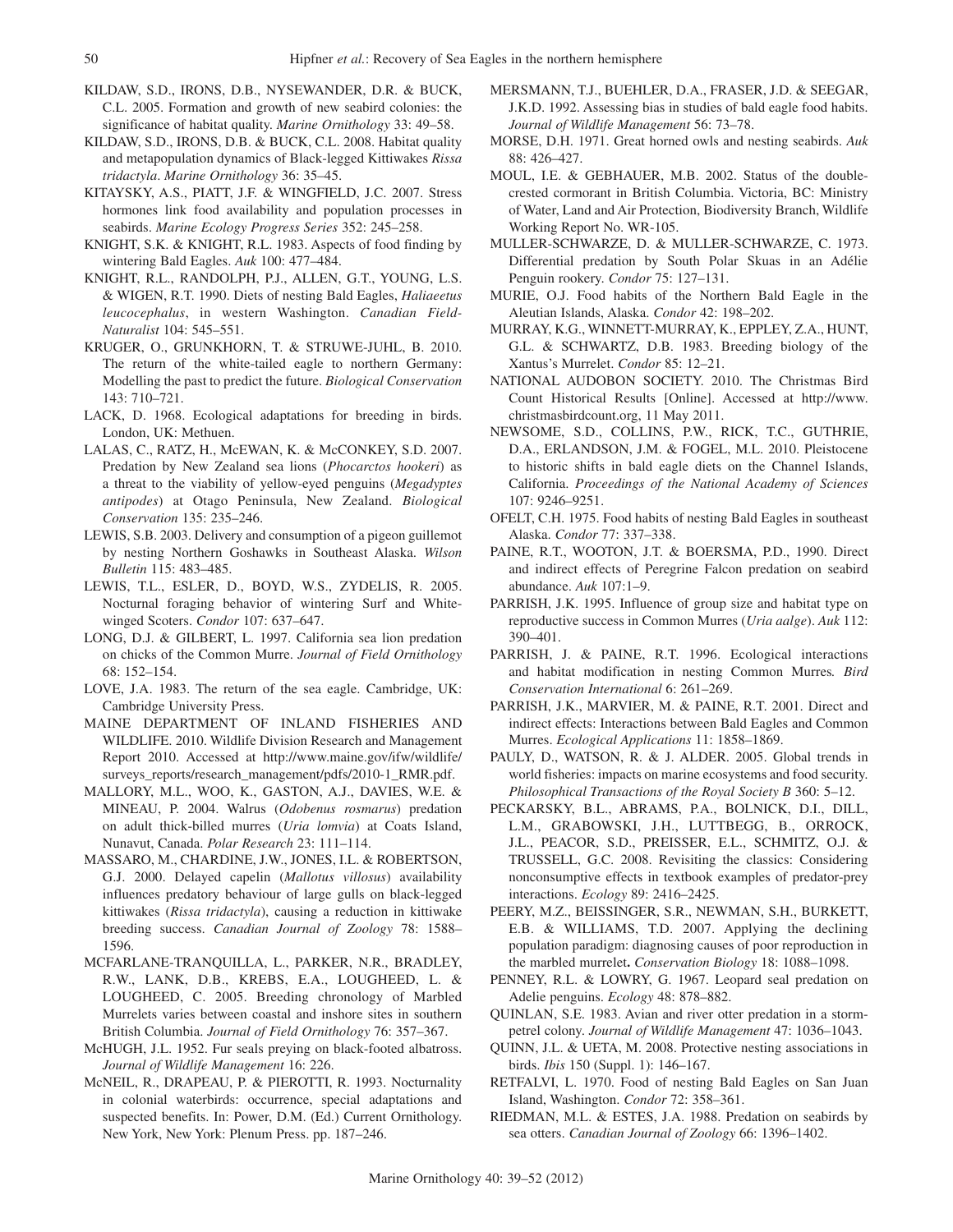KILDAW, S.D., IRONS, D.B., NYSEWANDER, D.R. & BUCK, C.L. 2005. Formation and growth of new seabird colonies: the significance of habitat quality. *Marine Ornithology* 33: 49–58.

KILDAW, S.D., IRONS, D.B. & BUCK, C.L. 2008. Habitat quality and metapopulation dynamics of Black-legged Kittiwakes *Rissa tridactyla*. *Marine Ornithology* 36: 35–45.

KITAYSKY, A.S., PIATT, J.F. & WINGFIELD, J.C. 2007. Stress hormones link food availability and population processes in seabirds. *Marine Ecology Progress Series* 352: 245–258.

KNIGHT, S.K. & KNIGHT, R.L. 1983. Aspects of food finding by wintering Bald Eagles. *Auk* 100: 477–484.

KNIGHT, R.L., RANDOLPH, P.J., ALLEN, G.T., YOUNG, L.S. & WIGEN, R.T. 1990. Diets of nesting Bald Eagles, *Haliaeetus leucocephalus*, in western Washington. *Canadian Field-Naturalist* 104: 545–551.

KRUGER, O., GRUNKHORN, T. & STRUWE-JUHL, B. 2010. The return of the white-tailed eagle to northern Germany: Modelling the past to predict the future. *Biological Conservation* 143: 710–721.

LACK, D. 1968. Ecological adaptations for breeding in birds. London, UK: Methuen.

LALAS, C., RATZ, H., McEWAN, K. & McCONKEY, S.D. 2007. Predation by New Zealand sea lions (*Phocarctos hookeri*) as a threat to the viability of yellow-eyed penguins (*Megadyptes antipodes*) at Otago Peninsula, New Zealand. *Biological Conservation* 135: 235–246.

LEWIS, S.B. 2003. Delivery and consumption of a pigeon guillemot by nesting Northern Goshawks in Southeast Alaska. *Wilson Bulletin* 115: 483–485.

LEWIS, T.L., ESLER, D., BOYD, W.S., ZYDELIS, R. 2005. Nocturnal foraging behavior of wintering Surf and White-winged Scoters. *Condor* 107: 637–647.

LONG, D.J. & GILBERT, L. 1997. California sea lion predation on chicks of the Common Murre. *Journal of Field Ornithology* 68: 152–154.

LOVE, J.A. 1983. The return of the sea eagle. Cambridge, UK: Cambridge University Press.

MAINE DEPARTMENT OF INLAND FISHERIES AND WILDLIFE. 2010. Wildlife Division Research and Management Report 2010. Accessed at http://www.maine.gov/ifw/wildlife/surveys_reports/research_management/pdfs/2010-1_RMR.pdf.

MALLORY, M.L., WOO, K., GASTON, A.J., DAVIES, W.E. & MINEAU, P. 2004. Walrus (*Odobenus rosmarus*) predation on adult thick-billed murres (*Uria lomvia*) at Coats Island, Nunavut, Canada. *Polar Research* 23: 111–114.

MASSARO, M., CHARDINE, J.W., JONES, I.L. & ROBERTSON, G.J. 2000. Delayed capelin (*Mallotus villosus*) availability influences predatory behaviour of large gulls on black-legged kittiwakes (*Rissa tridactyla*), causing a reduction in kittiwake breeding success. *Canadian Journal of Zoology* 78: 1588–1596.

MCFARLANE-TRANQUILLA, L., PARKER, N.R., BRADLEY, R.W., LANK, D.B., KREBS, E.A., LOUGHEED, L. & LOUGHEED, C. 2005. Breeding chronology of Marbled Murrelets varies between coastal and inshore sites in southern British Columbia. *Journal of Field Ornithology* 76: 357–367.

McHUGH, J.L. 1952. Fur seals preying on black-footed albatross. *Journal of Wildlife Management* 16: 226.

McNEIL, R., DRAPEAU, P. & PIEROTTI, R. 1993. Nocturnality in colonial waterbirds: occurrence, special adaptations and suspected benefits. In: Power, D.M. (Ed.) Current Ornithology. New York, New York: Plenum Press. pp. 187–246.

MERSMANN, T.J., BUEHLER, D.A., FRASER, J.D. & SEEGAR, J.K.D. 1992. Assessing bias in studies of bald eagle food habits. *Journal of Wildlife Management* 56: 73–78.

MORSE, D.H. 1971. Great horned owls and nesting seabirds. *Auk* 88: 426–427.

MOUL, I.E. & GEBHAUER, M.B. 2002. Status of the double-crested cormorant in British Columbia. Victoria, BC: Ministry of Water, Land and Air Protection, Biodiversity Branch, Wildlife Working Report No. WR-105.

MULLER-SCHWARZE, D. & MULLER-SCHWARZE, C. 1973. Differential predation by South Polar Skuas in an Adélie Penguin rookery. *Condor* 75: 127–131.

MURIE, O.J. Food habits of the Northern Bald Eagle in the Aleutian Islands, Alaska. *Condor* 42: 198–202.

MURRAY, K.G., WINNETT-MURRAY, K., EPPLEY, Z.A., HUNT, G.L. & SCHWARTZ, D.B. 1983. Breeding biology of the Xantus's Murrelet. *Condor* 85: 12–21.

NATIONAL AUDOBON SOCIETY. 2010. The Christmas Bird Count Historical Results [Online]. Accessed at http://www.christmasbirdcount.org, 11 May 2011.

NEWSOME, S.D., COLLINS, P.W., RICK, T.C., GUTHRIE, D.A., ERLANDSON, J.M. & FOGEL, M.L. 2010. Pleistocene to historic shifts in bald eagle diets on the Channel Islands, California. *Proceedings of the National Academy of Sciences* 107: 9246–9251.

OFELT, C.H. 1975. Food habits of nesting Bald Eagles in southeast Alaska. *Condor* 77: 337–338.

PAINE, R.T., WOOTON, J.T. & BOERSMA, P.D., 1990. Direct and indirect effects of Peregrine Falcon predation on seabird abundance. *Auk* 107:1–9.

PARRISH, J.K. 1995. Influence of group size and habitat type on reproductive success in Common Murres (*Uria aalge*). *Auk* 112: 390–401.

PARRISH, J. & PAINE, R.T. 1996. Ecological interactions and habitat modification in nesting Common Murres*. Bird Conservation International* 6: 261–269.

PARRISH, J.K., MARVIER, M. & PAINE, R.T. 2001. Direct and indirect effects: Interactions between Bald Eagles and Common Murres. *Ecological Applications* 11: 1858–1869.

PAULY, D., WATSON, R. & J. ALDER. 2005. Global trends in world fisheries: impacts on marine ecosystems and food security. *Philosophical Transactions of the Royal Society B* 360: 5–12.

PECKARSKY, B.L., ABRAMS, P.A., BOLNICK, D.I., DILL, L.M., GRABOWSKI, J.H., LUTTBEGG, B., ORROCK, J.L., PEACOR, S.D., PREISSER, E.L., SCHMITZ, O.J. & TRUSSELL, G.C. 2008. Revisiting the classics: Considering nonconsumptive effects in textbook examples of predator-prey interactions. *Ecology* 89: 2416–2425.

PEERY, M.Z., BEISSINGER, S.R., NEWMAN, S.H., BURKETT, E.B. & WILLIAMS, T.D. 2007. Applying the declining population paradigm: diagnosing causes of poor reproduction in the marbled murrelet**.** *Conservation Biology* 18: 1088–1098.

PENNEY, R.L. & LOWRY, G. 1967. Leopard seal predation on Adelie penguins. *Ecology* 48: 878–882.

QUINLAN, S.E. 1983. Avian and river otter predation in a storm-petrel colony. *Journal of Wildlife Management* 47: 1036–1043.

QUINN, J.L. & UETA, M. 2008. Protective nesting associations in birds. *Ibis* 150 (Suppl. 1): 146–167.

RETFALVI, L. 1970. Food of nesting Bald Eagles on San Juan Island, Washington. *Condor* 72: 358–361.

RIEDMAN, M.L. & ESTES, J.A. 1988. Predation on seabirds by sea otters. *Canadian Journal of Zoology* 66: 1396–1402.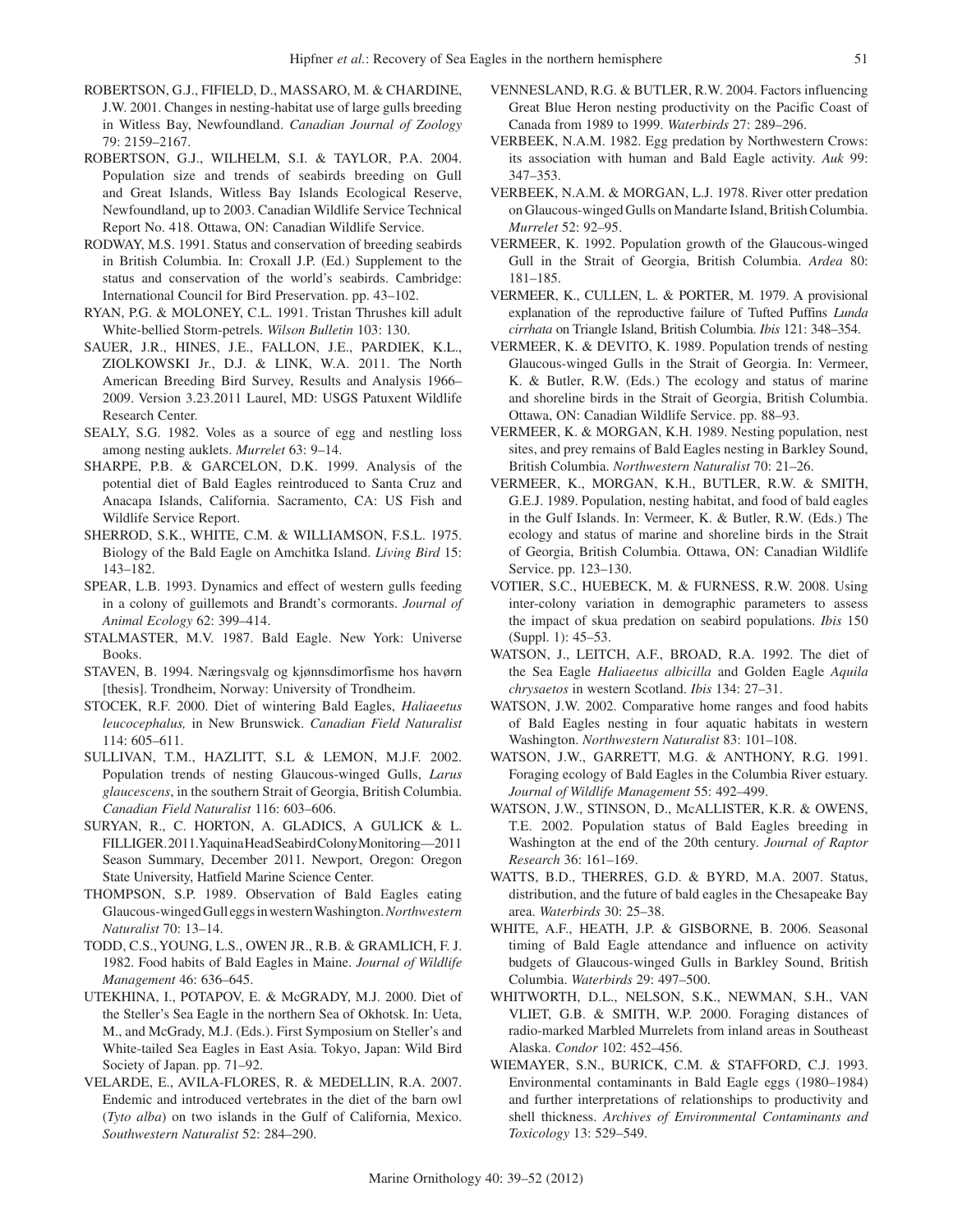ROBERTSON, G.J., FIFIELD, D., MASSARO, M. & CHARDINE, J.W. 2001. Changes in nesting-habitat use of large gulls breeding in Witless Bay, Newfoundland. *Canadian Journal of Zoology* 79: 2159–2167.

ROBERTSON, G.J., WILHELM, S.I. & TAYLOR, P.A. 2004. Population size and trends of seabirds breeding on Gull and Great Islands, Witless Bay Islands Ecological Reserve, Newfoundland, up to 2003. Canadian Wildlife Service Technical Report No. 418. Ottawa, ON: Canadian Wildlife Service.

RODWAY, M.S. 1991. Status and conservation of breeding seabirds in British Columbia. In: Croxall J.P. (Ed.) Supplement to the status and conservation of the world's seabirds. Cambridge: International Council for Bird Preservation. pp. 43–102.

RYAN, P.G. & MOLONEY, C.L. 1991. Tristan Thrushes kill adult White-bellied Storm-petrels. *Wilson Bulletin* 103: 130.

SAUER, J.R., HINES, J.E., FALLON, J.E., PARDIEK, K.L., ZIOLKOWSKI Jr., D.J. & LINK, W.A. 2011. The North American Breeding Bird Survey, Results and Analysis 1966–2009. Version 3.23.2011 Laurel, MD: USGS Patuxent Wildlife Research Center.

SEALY, S.G. 1982. Voles as a source of egg and nestling loss among nesting auklets. *Murrelet* 63: 9–14.

SHARPE, P.B. & GARCELON, D.K. 1999. Analysis of the potential diet of Bald Eagles reintroduced to Santa Cruz and Anacapa Islands, California. Sacramento, CA: US Fish and Wildlife Service Report.

SHERROD, S.K., WHITE, C.M. & WILLIAMSON, F.S.L. 1975. Biology of the Bald Eagle on Amchitka Island. *Living Bird* 15: 143–182.

SPEAR, L.B. 1993. Dynamics and effect of western gulls feeding in a colony of guillemots and Brandt's cormorants. *Journal of Animal Ecology* 62: 399–414.

STALMASTER, M.V. 1987. Bald Eagle. New York: Universe Books.

STAVEN, B. 1994. Næringsvalg og kjønnsdimorfisme hos havørn [thesis]. Trondheim, Norway: University of Trondheim.

STOCEK, R.F. 2000. Diet of wintering Bald Eagles, *Haliaeetus leucocephalus,* in New Brunswick. *Canadian Field Naturalist* 114: 605–611.

SULLIVAN, T.M., HAZLITT, S.L & LEMON, M.J.F. 2002. Population trends of nesting Glaucous-winged Gulls, *Larus glaucescens*, in the southern Strait of Georgia, British Columbia. *Canadian Field Naturalist* 116: 603–606.

SURYAN, R., C. HORTON, A. GLADICS, A GULICK & L. FILLIGER. 2011. Yaquina Head Seabird Colony Monitoring—2011 Season Summary, December 2011. Newport, Oregon: Oregon State University, Hatfield Marine Science Center.

THOMPSON, S.P. 1989. Observation of Bald Eagles eating Glaucous-winged Gull eggs in western Washington. *Northwestern Naturalist* 70: 13–14.

TODD, C.S., YOUNG, L.S., OWEN JR., R.B. & GRAMLICH, F. J. 1982. Food habits of Bald Eagles in Maine. *Journal of Wildlife Management* 46: 636–645.

UTEKHINA, I., POTAPOV, E. & McGRADY, M.J. 2000. Diet of the Steller's Sea Eagle in the northern Sea of Okhotsk. In: Ueta, M., and McGrady, M.J. (Eds.). First Symposium on Steller's and White-tailed Sea Eagles in East Asia. Tokyo, Japan: Wild Bird Society of Japan. pp. 71–92.

VELARDE, E., AVILA-FLORES, R. & MEDELLIN, R.A. 2007. Endemic and introduced vertebrates in the diet of the barn owl (*Tyto alba*) on two islands in the Gulf of California, Mexico. *Southwestern Naturalist* 52: 284–290.

VENNESLAND, R.G. & BUTLER, R.W. 2004. Factors influencing Great Blue Heron nesting productivity on the Pacific Coast of Canada from 1989 to 1999. *Waterbirds* 27: 289–296.

VERBEEK, N.A.M. 1982. Egg predation by Northwestern Crows: its association with human and Bald Eagle activity. *Auk* 99: 347–353.

VERBEEK, N.A.M. & MORGAN, L.J. 1978. River otter predation on Glaucous-winged Gulls on Mandarte Island, British Columbia. *Murrelet* 52: 92–95.

VERMEER, K. 1992. Population growth of the Glaucous-winged Gull in the Strait of Georgia, British Columbia. *Ardea* 80: 181–185.

VERMEER, K., CULLEN, L. & PORTER, M. 1979. A provisional explanation of the reproductive failure of Tufted Puffins *Lunda cirrhata* on Triangle Island, British Columbia. *Ibis* 121: 348–354.

VERMEER, K. & DEVITO, K. 1989. Population trends of nesting Glaucous-winged Gulls in the Strait of Georgia. In: Vermeer, K. & Butler, R.W. (Eds.) The ecology and status of marine and shoreline birds in the Strait of Georgia, British Columbia. Ottawa, ON: Canadian Wildlife Service. pp. 88–93.

VERMEER, K. & MORGAN, K.H. 1989. Nesting population, nest sites, and prey remains of Bald Eagles nesting in Barkley Sound, British Columbia. *Northwestern Naturalist* 70: 21–26.

VERMEER, K., MORGAN, K.H., BUTLER, R.W. & SMITH, G.E.J. 1989. Population, nesting habitat, and food of bald eagles in the Gulf Islands. In: Vermeer, K. & Butler, R.W. (Eds.) The ecology and status of marine and shoreline birds in the Strait of Georgia, British Columbia. Ottawa, ON: Canadian Wildlife Service. pp. 123–130.

VOTIER, S.C., HUEBECK, M. & FURNESS, R.W. 2008. Using inter-colony variation in demographic parameters to assess the impact of skua predation on seabird populations. *Ibis* 150 (Suppl. 1): 45–53.

WATSON, J., LEITCH, A.F., BROAD, R.A. 1992. The diet of the Sea Eagle *Haliaeetus albicilla* and Golden Eagle *Aquila chrysaetos* in western Scotland. *Ibis* 134: 27–31.

WATSON, J.W. 2002. Comparative home ranges and food habits of Bald Eagles nesting in four aquatic habitats in western Washington. *Northwestern Naturalist* 83: 101–108.

WATSON, J.W., GARRETT, M.G. & ANTHONY, R.G. 1991. Foraging ecology of Bald Eagles in the Columbia River estuary. *Journal of Wildlife Management* 55: 492–499.

WATSON, J.W., STINSON, D., McALLISTER, K.R. & OWENS, T.E. 2002. Population status of Bald Eagles breeding in Washington at the end of the 20th century. *Journal of Raptor Research* 36: 161–169.

WATTS, B.D., THERRES, G.D. & BYRD, M.A. 2007. Status, distribution, and the future of bald eagles in the Chesapeake Bay area. *Waterbirds* 30: 25–38.

WHITE, A.F., HEATH, J.P. & GISBORNE, B. 2006. Seasonal timing of Bald Eagle attendance and influence on activity budgets of Glaucous-winged Gulls in Barkley Sound, British Columbia. *Waterbirds* 29: 497–500.

WHITWORTH, D.L., NELSON, S.K., NEWMAN, S.H., VAN VLIET, G.B. & SMITH, W.P. 2000. Foraging distances of radio-marked Marbled Murrelets from inland areas in Southeast Alaska. *Condor* 102: 452–456.

WIEMAYER, S.N., BURICK, C.M. & STAFFORD, C.J. 1993. Environmental contaminants in Bald Eagle eggs (1980–1984) and further interpretations of relationships to productivity and shell thickness. *Archives of Environmental Contaminants and Toxicology* 13: 529–549.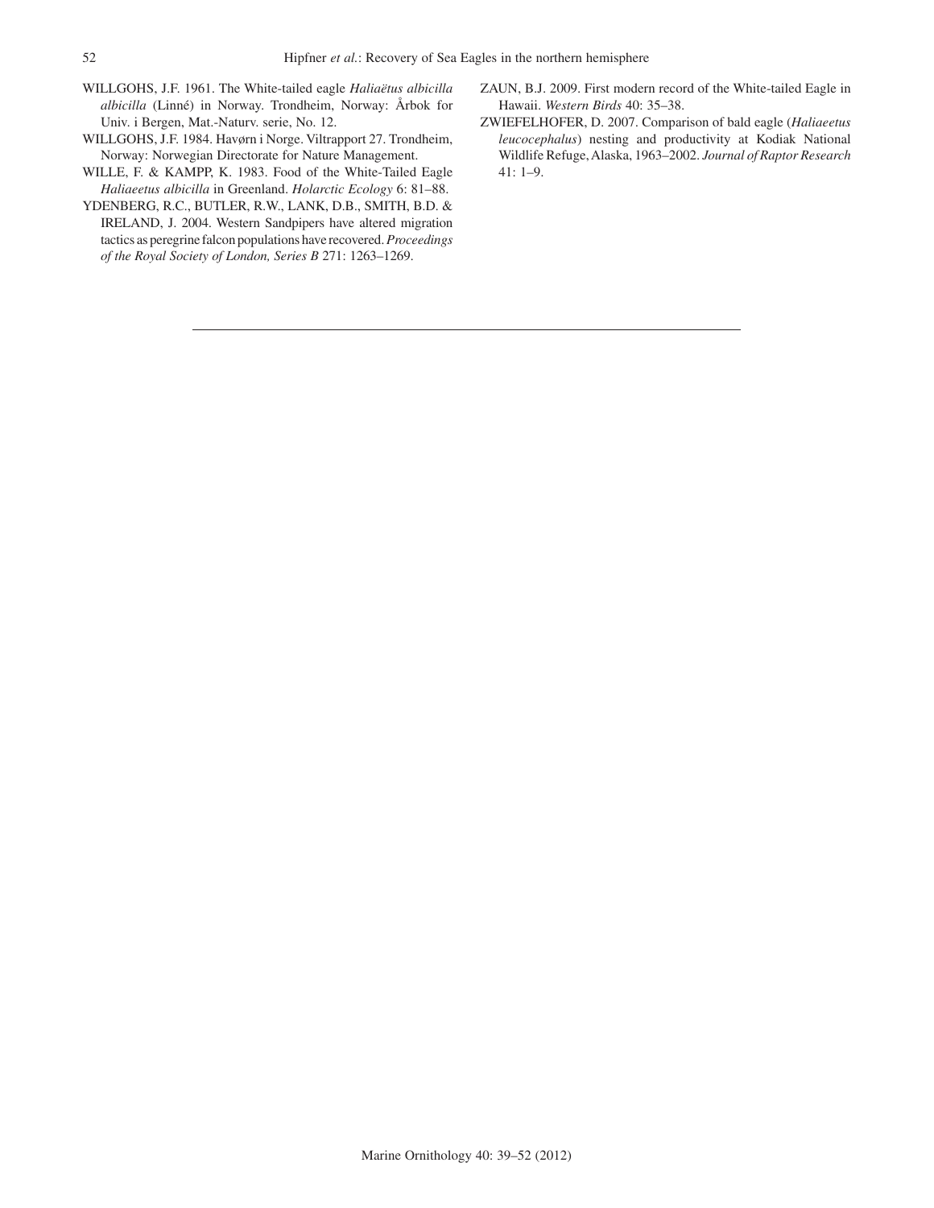WILLGOHS, J.F. 1961. The White-tailed eagle *Haliaëtus albicilla albicilla* (Linné) in Norway. Trondheim, Norway: Årbok for Univ. i Bergen, Mat.-Naturv. serie, No. 12.

WILLGOHS, J.F. 1984. Havørn i Norge. Viltrapport 27. Trondheim, Norway: Norwegian Directorate for Nature Management.

WILLE, F. & KAMPP, K. 1983. Food of the White-Tailed Eagle *Haliaeetus albicilla* in Greenland. *Holarctic Ecology* 6: 81–88.

YDENBERG, R.C., BUTLER, R.W., LANK, D.B., SMITH, B.D. & IRELAND, J. 2004. Western Sandpipers have altered migration tactics as peregrine falcon populations have recovered. *Proceedings of the Royal Society of London, Series B* 271: 1263–1269.

ZAUN, B.J. 2009. First modern record of the White-tailed Eagle in Hawaii. *Western Birds* 40: 35–38.

ZWIEFELHOFER, D. 2007. Comparison of bald eagle (*Haliaeetus leucocephalus*) nesting and productivity at Kodiak National Wildlife Refuge, Alaska, 1963–2002. *Journal of Raptor Research* 41: 1–9.